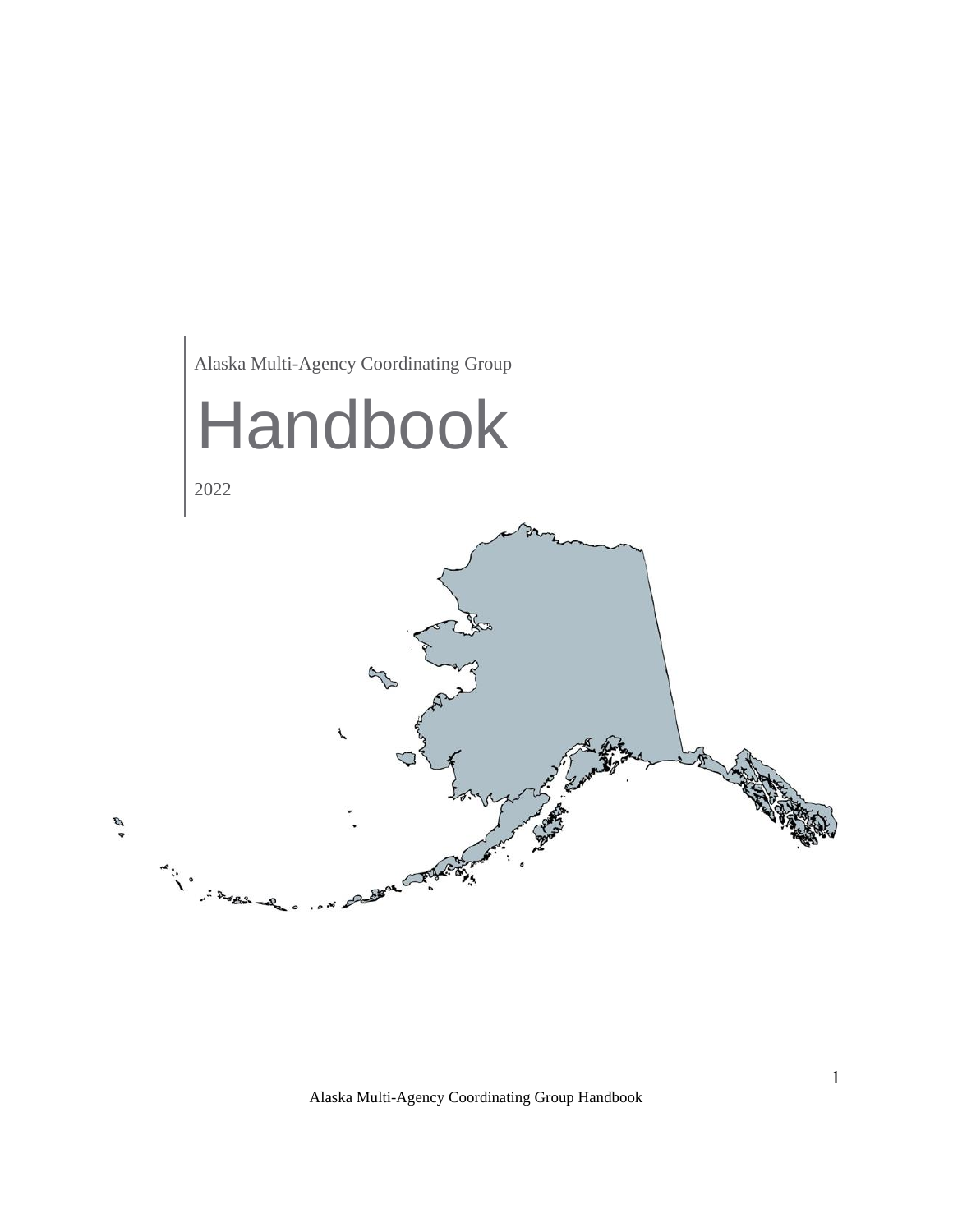Alaska Multi-Agency Coordinating Group

# Handbook

2022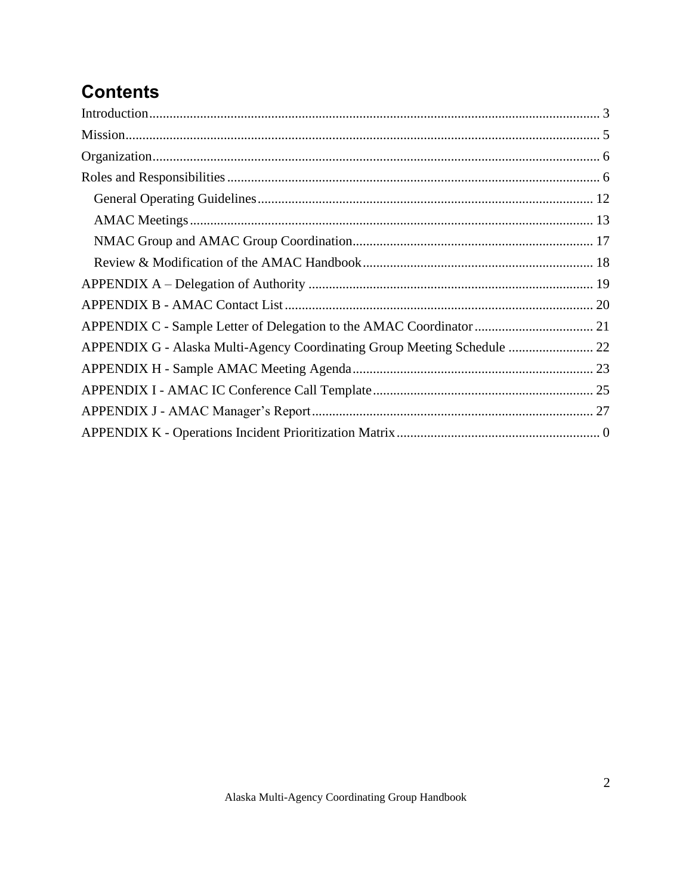# Contents

Introduction........................................................................................................................ 3
Mission............................................................................................................................... 5
Organization....................................................................................................................... 6
Roles and Responsibilities.................................................................................................. 6
  General Operating Guidelines.......................................................................................... 12
  AMAC Meetings............................................................................................................... 13
  NMAC Group and AMAC Group Coordination.............................................................. 17
  Review & Modification of the AMAC Handbook........................................................... 18
APPENDIX A – Delegation of Authority .......................................................................... 19
APPENDIX B - AMAC Contact List................................................................................. 20
APPENDIX C - Sample Letter of Delegation to the AMAC Coordinator.......................... 21
APPENDIX G - Alaska Multi-Agency Coordinating Group Meeting Schedule ................ 22
APPENDIX H - Sample AMAC Meeting Agenda............................................................. 23
APPENDIX I - AMAC IC Conference Call Template....................................................... 25
APPENDIX J - AMAC Manager's Report......................................................................... 27
APPENDIX K - Operations Incident Prioritization Matrix.................................................. 0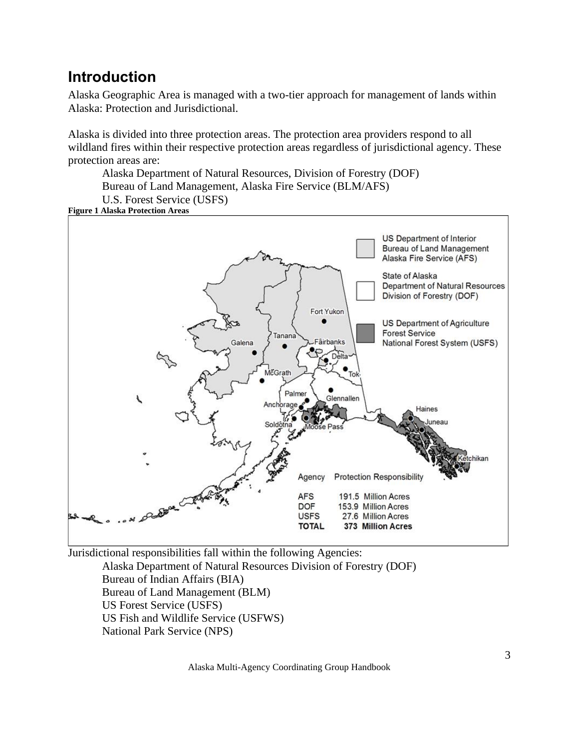# Introduction

Alaska Geographic Area is managed with a two-tier approach for management of lands within Alaska: Protection and Jurisdictional.

Alaska is divided into three protection areas. The protection area providers respond to all wildland fires within their respective protection areas regardless of jurisdictional agency. These protection areas are:

- Alaska Department of Natural Resources, Division of Forestry (DOF)
- Bureau of Land Management, Alaska Fire Service (BLM/AFS)
- U.S. Forest Service (USFS)

**Figure 1 Alaska Protection Areas**

Jurisdictional responsibilities fall within the following Agencies:

- Alaska Department of Natural Resources Division of Forestry (DOF)
- Bureau of Indian Affairs (BIA)
- Bureau of Land Management (BLM)
- US Forest Service (USFS)
- US Fish and Wildlife Service (USFWS)
- National Park Service (NPS)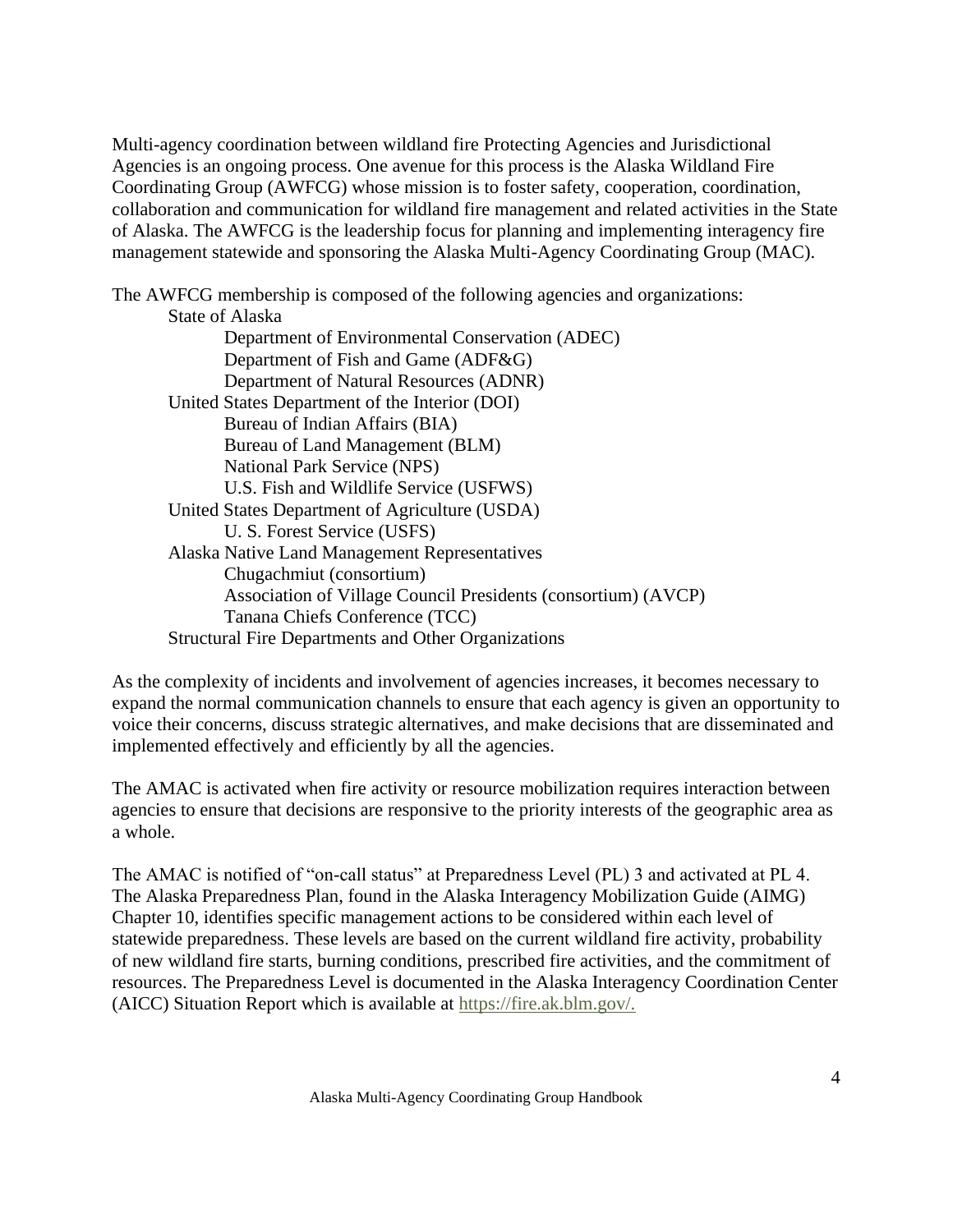Multi-agency coordination between wildland fire Protecting Agencies and Jurisdictional Agencies is an ongoing process. One avenue for this process is the Alaska Wildland Fire Coordinating Group (AWFCG) whose mission is to foster safety, cooperation, coordination, collaboration and communication for wildland fire management and related activities in the State of Alaska. The AWFCG is the leadership focus for planning and implementing interagency fire management statewide and sponsoring the Alaska Multi-Agency Coordinating Group (MAC).

The AWFCG membership is composed of the following agencies and organizations:

- State of Alaska
  - Department of Environmental Conservation (ADEC)
  - Department of Fish and Game (ADF&G)
  - Department of Natural Resources (ADNR)
- United States Department of the Interior (DOI)
  - Bureau of Indian Affairs (BIA)
  - Bureau of Land Management (BLM)
  - National Park Service (NPS)
  - U.S. Fish and Wildlife Service (USFWS)
- United States Department of Agriculture (USDA)
  - U. S. Forest Service (USFS)
- Alaska Native Land Management Representatives
  - Chugachmiut (consortium)
  - Association of Village Council Presidents (consortium) (AVCP)
  - Tanana Chiefs Conference (TCC)
- Structural Fire Departments and Other Organizations

As the complexity of incidents and involvement of agencies increases, it becomes necessary to expand the normal communication channels to ensure that each agency is given an opportunity to voice their concerns, discuss strategic alternatives, and make decisions that are disseminated and implemented effectively and efficiently by all the agencies.

The AMAC is activated when fire activity or resource mobilization requires interaction between agencies to ensure that decisions are responsive to the priority interests of the geographic area as a whole.

The AMAC is notified of "on-call status" at Preparedness Level (PL) 3 and activated at PL 4. The Alaska Preparedness Plan, found in the Alaska Interagency Mobilization Guide (AIMG) Chapter 10, identifies specific management actions to be considered within each level of statewide preparedness. These levels are based on the current wildland fire activity, probability of new wildland fire starts, burning conditions, prescribed fire activities, and the commitment of resources. The Preparedness Level is documented in the Alaska Interagency Coordination Center (AICC) Situation Report which is available at https://fire.ak.blm.gov/.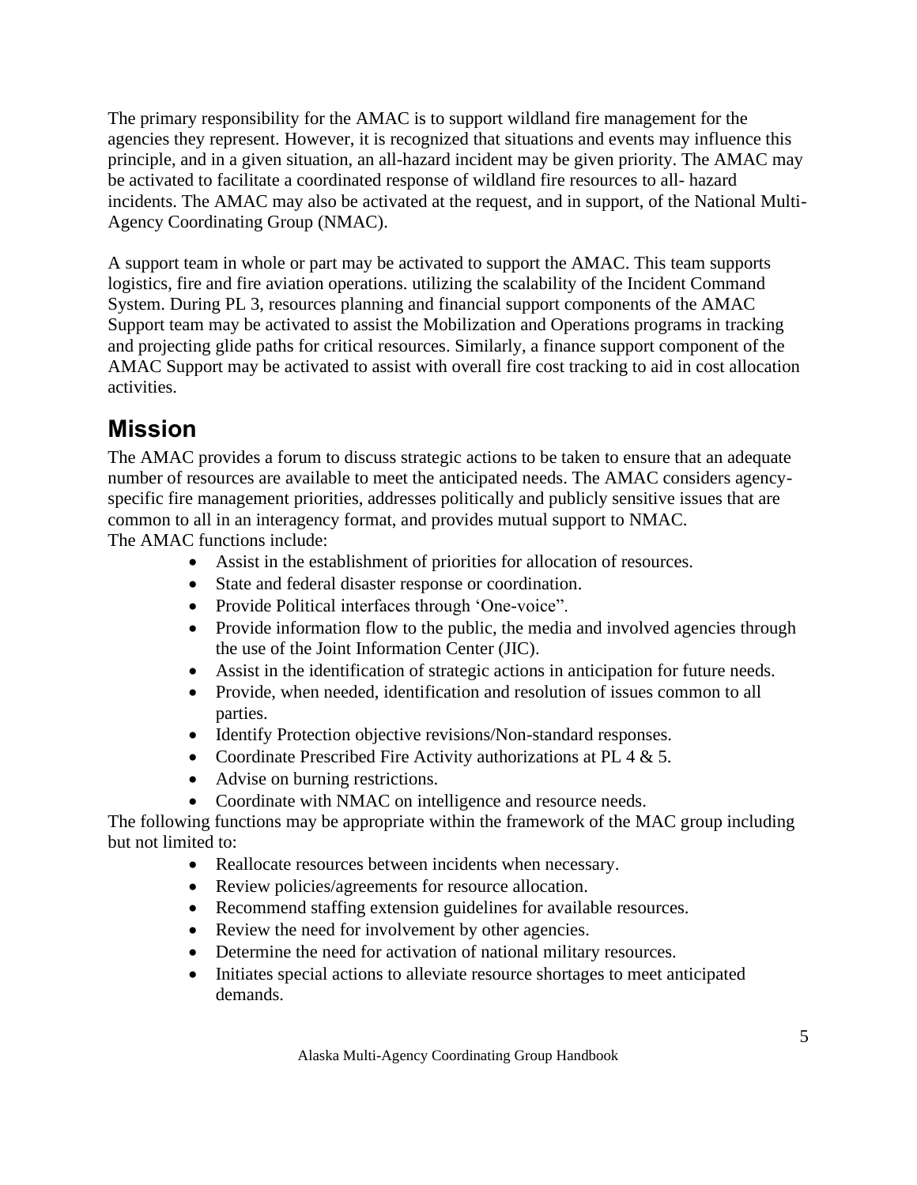The primary responsibility for the AMAC is to support wildland fire management for the agencies they represent. However, it is recognized that situations and events may influence this principle, and in a given situation, an all-hazard incident may be given priority. The AMAC may be activated to facilitate a coordinated response of wildland fire resources to all- hazard incidents. The AMAC may also be activated at the request, and in support, of the National Multi-Agency Coordinating Group (NMAC).

A support team in whole or part may be activated to support the AMAC. This team supports logistics, fire and fire aviation operations. utilizing the scalability of the Incident Command System. During PL 3, resources planning and financial support components of the AMAC Support team may be activated to assist the Mobilization and Operations programs in tracking and projecting glide paths for critical resources. Similarly, a finance support component of the AMAC Support may be activated to assist with overall fire cost tracking to aid in cost allocation activities.

## Mission

The AMAC provides a forum to discuss strategic actions to be taken to ensure that an adequate number of resources are available to meet the anticipated needs. The AMAC considers agency-specific fire management priorities, addresses politically and publicly sensitive issues that are common to all in an interagency format, and provides mutual support to NMAC.
The AMAC functions include:

- Assist in the establishment of priorities for allocation of resources.
- State and federal disaster response or coordination.
- Provide Political interfaces through 'One-voice".
- Provide information flow to the public, the media and involved agencies through the use of the Joint Information Center (JIC).
- Assist in the identification of strategic actions in anticipation for future needs.
- Provide, when needed, identification and resolution of issues common to all parties.
- Identify Protection objective revisions/Non-standard responses.
- Coordinate Prescribed Fire Activity authorizations at PL 4 & 5.
- Advise on burning restrictions.
- Coordinate with NMAC on intelligence and resource needs.

The following functions may be appropriate within the framework of the MAC group including but not limited to:

- Reallocate resources between incidents when necessary.
- Review policies/agreements for resource allocation.
- Recommend staffing extension guidelines for available resources.
- Review the need for involvement by other agencies.
- Determine the need for activation of national military resources.
- Initiates special actions to alleviate resource shortages to meet anticipated demands.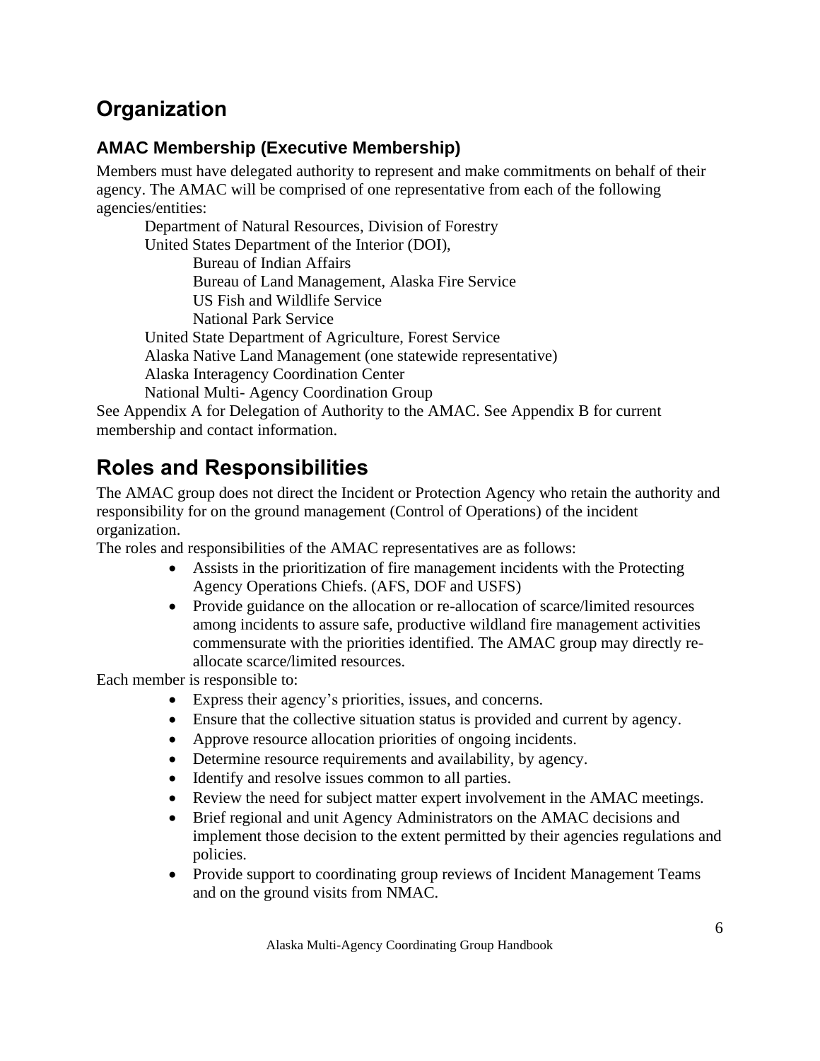# Organization

## AMAC Membership (Executive Membership)

Members must have delegated authority to represent and make commitments on behalf of their agency. The AMAC will be comprised of one representative from each of the following agencies/entities:

- Department of Natural Resources, Division of Forestry
- United States Department of the Interior (DOI),
  - Bureau of Indian Affairs
  - Bureau of Land Management, Alaska Fire Service
  - US Fish and Wildlife Service
  - National Park Service
- United State Department of Agriculture, Forest Service
- Alaska Native Land Management (one statewide representative)
- Alaska Interagency Coordination Center
- National Multi- Agency Coordination Group

See Appendix A for Delegation of Authority to the AMAC. See Appendix B for current membership and contact information.

# Roles and Responsibilities

The AMAC group does not direct the Incident or Protection Agency who retain the authority and responsibility for on the ground management (Control of Operations) of the incident organization.

The roles and responsibilities of the AMAC representatives are as follows:

- Assists in the prioritization of fire management incidents with the Protecting Agency Operations Chiefs. (AFS, DOF and USFS)
- Provide guidance on the allocation or re-allocation of scarce/limited resources among incidents to assure safe, productive wildland fire management activities commensurate with the priorities identified. The AMAC group may directly re-allocate scarce/limited resources.

Each member is responsible to:

- Express their agency's priorities, issues, and concerns.
- Ensure that the collective situation status is provided and current by agency.
- Approve resource allocation priorities of ongoing incidents.
- Determine resource requirements and availability, by agency.
- Identify and resolve issues common to all parties.
- Review the need for subject matter expert involvement in the AMAC meetings.
- Brief regional and unit Agency Administrators on the AMAC decisions and implement those decision to the extent permitted by their agencies regulations and policies.
- Provide support to coordinating group reviews of Incident Management Teams and on the ground visits from NMAC.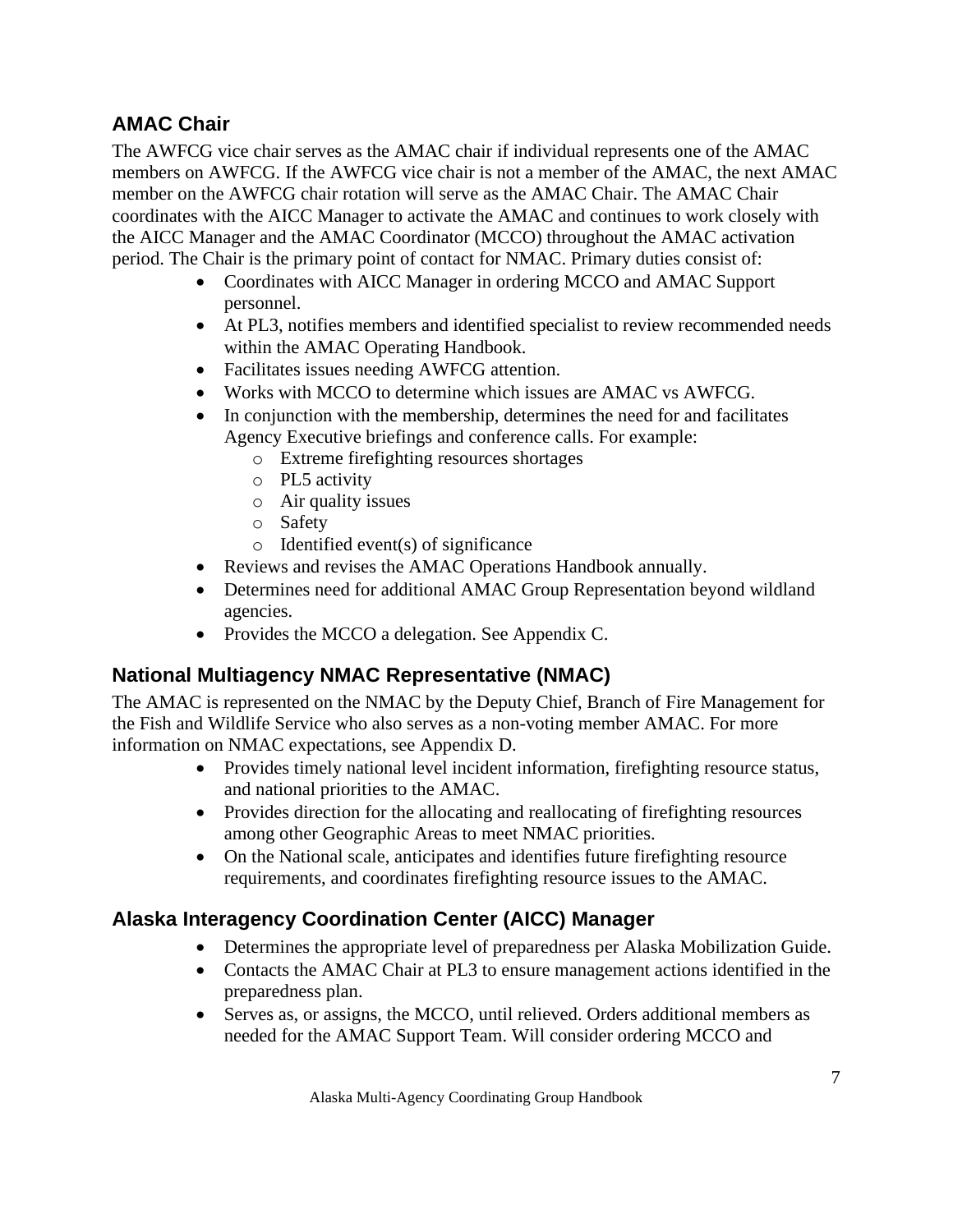## AMAC Chair

The AWFCG vice chair serves as the AMAC chair if individual represents one of the AMAC members on AWFCG. If the AWFCG vice chair is not a member of the AMAC, the next AMAC member on the AWFCG chair rotation will serve as the AMAC Chair. The AMAC Chair coordinates with the AICC Manager to activate the AMAC and continues to work closely with the AICC Manager and the AMAC Coordinator (MCCO) throughout the AMAC activation period. The Chair is the primary point of contact for NMAC. Primary duties consist of:

- Coordinates with AICC Manager in ordering MCCO and AMAC Support personnel.
- At PL3, notifies members and identified specialist to review recommended needs within the AMAC Operating Handbook.
- Facilitates issues needing AWFCG attention.
- Works with MCCO to determine which issues are AMAC vs AWFCG.
- In conjunction with the membership, determines the need for and facilitates Agency Executive briefings and conference calls. For example:
  - Extreme firefighting resources shortages
  - PL5 activity
  - Air quality issues
  - Safety
  - Identified event(s) of significance
- Reviews and revises the AMAC Operations Handbook annually.
- Determines need for additional AMAC Group Representation beyond wildland agencies.
- Provides the MCCO a delegation. See Appendix C.

## National Multiagency NMAC Representative (NMAC)

The AMAC is represented on the NMAC by the Deputy Chief, Branch of Fire Management for the Fish and Wildlife Service who also serves as a non-voting member AMAC. For more information on NMAC expectations, see Appendix D.

- Provides timely national level incident information, firefighting resource status, and national priorities to the AMAC.
- Provides direction for the allocating and reallocating of firefighting resources among other Geographic Areas to meet NMAC priorities.
- On the National scale, anticipates and identifies future firefighting resource requirements, and coordinates firefighting resource issues to the AMAC.

## Alaska Interagency Coordination Center (AICC) Manager

- Determines the appropriate level of preparedness per Alaska Mobilization Guide.
- Contacts the AMAC Chair at PL3 to ensure management actions identified in the preparedness plan.
- Serves as, or assigns, the MCCO, until relieved. Orders additional members as needed for the AMAC Support Team. Will consider ordering MCCO and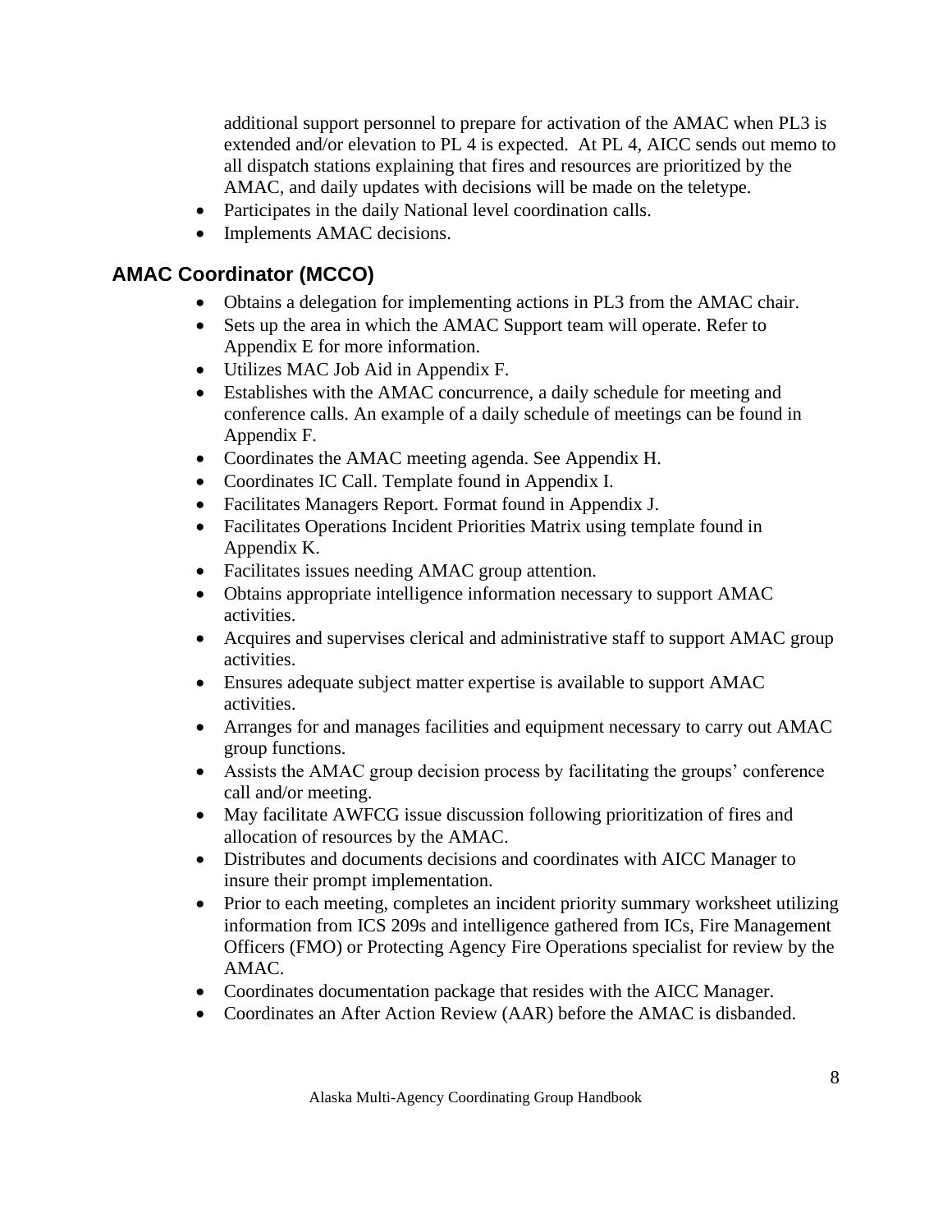additional support personnel to prepare for activation of the AMAC when PL3 is extended and/or elevation to PL 4 is expected. At PL 4, AICC sends out memo to all dispatch stations explaining that fires and resources are prioritized by the AMAC, and daily updates with decisions will be made on the teletype.

- Participates in the daily National level coordination calls.
- Implements AMAC decisions.

## AMAC Coordinator (MCCO)

- Obtains a delegation for implementing actions in PL3 from the AMAC chair.
- Sets up the area in which the AMAC Support team will operate. Refer to Appendix E for more information.
- Utilizes MAC Job Aid in Appendix F.
- Establishes with the AMAC concurrence, a daily schedule for meeting and conference calls. An example of a daily schedule of meetings can be found in Appendix F.
- Coordinates the AMAC meeting agenda. See Appendix H.
- Coordinates IC Call. Template found in Appendix I.
- Facilitates Managers Report. Format found in Appendix J.
- Facilitates Operations Incident Priorities Matrix using template found in Appendix K.
- Facilitates issues needing AMAC group attention.
- Obtains appropriate intelligence information necessary to support AMAC activities.
- Acquires and supervises clerical and administrative staff to support AMAC group activities.
- Ensures adequate subject matter expertise is available to support AMAC activities.
- Arranges for and manages facilities and equipment necessary to carry out AMAC group functions.
- Assists the AMAC group decision process by facilitating the groups' conference call and/or meeting.
- May facilitate AWFCG issue discussion following prioritization of fires and allocation of resources by the AMAC.
- Distributes and documents decisions and coordinates with AICC Manager to insure their prompt implementation.
- Prior to each meeting, completes an incident priority summary worksheet utilizing information from ICS 209s and intelligence gathered from ICs, Fire Management Officers (FMO) or Protecting Agency Fire Operations specialist for review by the AMAC.
- Coordinates documentation package that resides with the AICC Manager.
- Coordinates an After Action Review (AAR) before the AMAC is disbanded.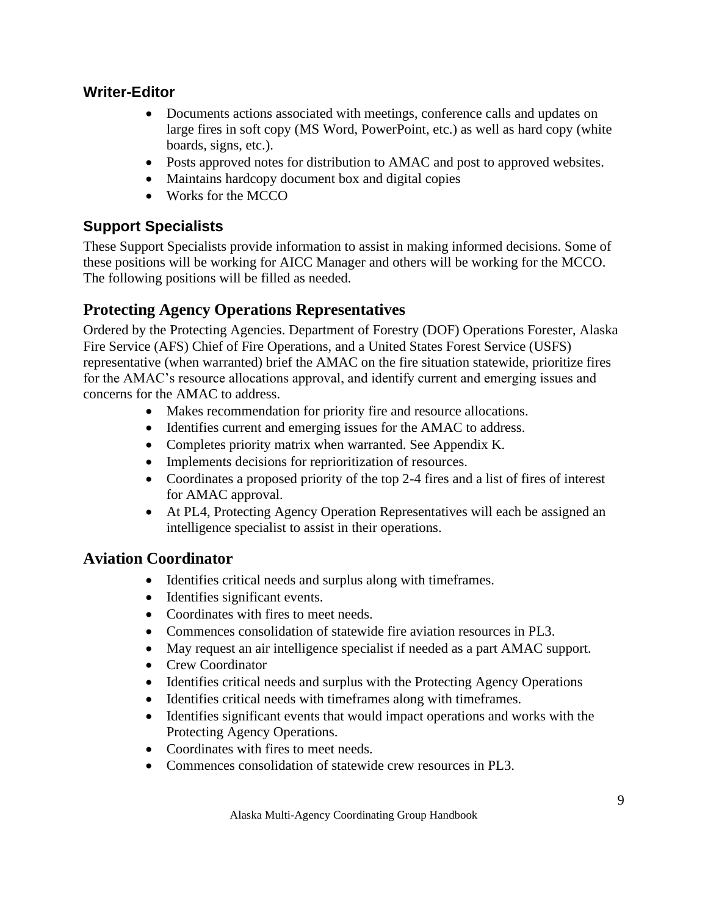### Writer-Editor

- Documents actions associated with meetings, conference calls and updates on large fires in soft copy (MS Word, PowerPoint, etc.) as well as hard copy (white boards, signs, etc.).
- Posts approved notes for distribution to AMAC and post to approved websites.
- Maintains hardcopy document box and digital copies
- Works for the MCCO

### Support Specialists

These Support Specialists provide information to assist in making informed decisions. Some of these positions will be working for AICC Manager and others will be working for the MCCO. The following positions will be filled as needed.

## Protecting Agency Operations Representatives

Ordered by the Protecting Agencies. Department of Forestry (DOF) Operations Forester, Alaska Fire Service (AFS) Chief of Fire Operations, and a United States Forest Service (USFS) representative (when warranted) brief the AMAC on the fire situation statewide, prioritize fires for the AMAC's resource allocations approval, and identify current and emerging issues and concerns for the AMAC to address.

- Makes recommendation for priority fire and resource allocations.
- Identifies current and emerging issues for the AMAC to address.
- Completes priority matrix when warranted. See Appendix K.
- Implements decisions for reprioritization of resources.
- Coordinates a proposed priority of the top 2-4 fires and a list of fires of interest for AMAC approval.
- At PL4, Protecting Agency Operation Representatives will each be assigned an intelligence specialist to assist in their operations.

## Aviation Coordinator

- Identifies critical needs and surplus along with timeframes.
- Identifies significant events.
- Coordinates with fires to meet needs.
- Commences consolidation of statewide fire aviation resources in PL3.
- May request an air intelligence specialist if needed as a part AMAC support.
- Crew Coordinator
- Identifies critical needs and surplus with the Protecting Agency Operations
- Identifies critical needs with timeframes along with timeframes.
- Identifies significant events that would impact operations and works with the Protecting Agency Operations.
- Coordinates with fires to meet needs.
- Commences consolidation of statewide crew resources in PL3.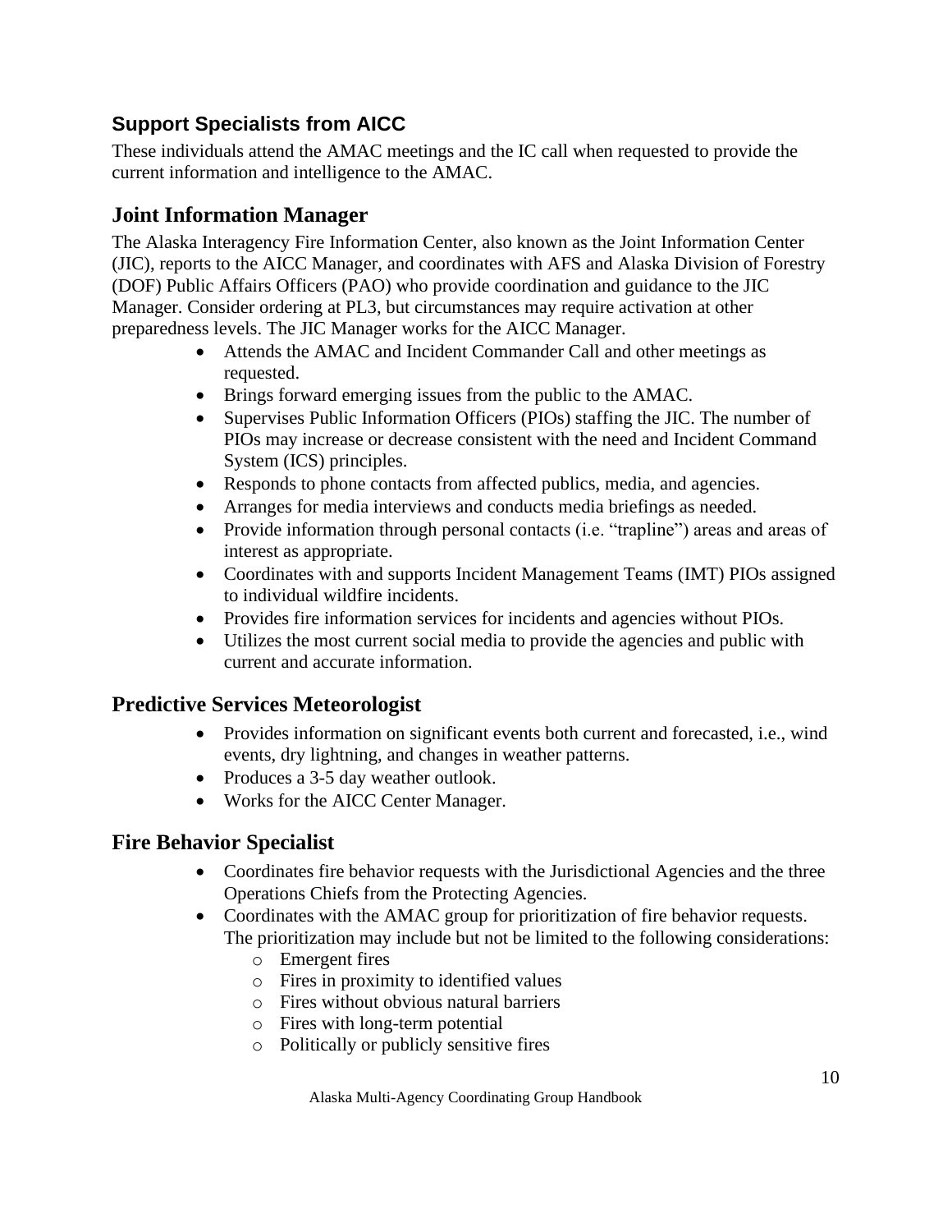### Support Specialists from AICC

These individuals attend the AMAC meetings and the IC call when requested to provide the current information and intelligence to the AMAC.

## Joint Information Manager

The Alaska Interagency Fire Information Center, also known as the Joint Information Center (JIC), reports to the AICC Manager, and coordinates with AFS and Alaska Division of Forestry (DOF) Public Affairs Officers (PAO) who provide coordination and guidance to the JIC Manager. Consider ordering at PL3, but circumstances may require activation at other preparedness levels. The JIC Manager works for the AICC Manager.

- Attends the AMAC and Incident Commander Call and other meetings as requested.
- Brings forward emerging issues from the public to the AMAC.
- Supervises Public Information Officers (PIOs) staffing the JIC. The number of PIOs may increase or decrease consistent with the need and Incident Command System (ICS) principles.
- Responds to phone contacts from affected publics, media, and agencies.
- Arranges for media interviews and conducts media briefings as needed.
- Provide information through personal contacts (i.e. "trapline") areas and areas of interest as appropriate.
- Coordinates with and supports Incident Management Teams (IMT) PIOs assigned to individual wildfire incidents.
- Provides fire information services for incidents and agencies without PIOs.
- Utilizes the most current social media to provide the agencies and public with current and accurate information.

## Predictive Services Meteorologist

- Provides information on significant events both current and forecasted, i.e., wind events, dry lightning, and changes in weather patterns.
- Produces a 3-5 day weather outlook.
- Works for the AICC Center Manager.

## Fire Behavior Specialist

- Coordinates fire behavior requests with the Jurisdictional Agencies and the three Operations Chiefs from the Protecting Agencies.
- Coordinates with the AMAC group for prioritization of fire behavior requests. The prioritization may include but not be limited to the following considerations:
  - Emergent fires
  - Fires in proximity to identified values
  - Fires without obvious natural barriers
  - Fires with long-term potential
  - Politically or publicly sensitive fires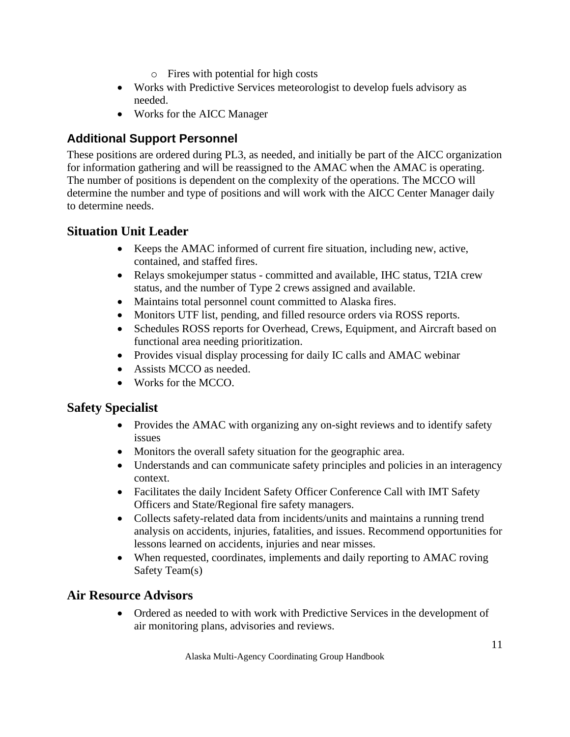- Fires with potential for high costs
- Works with Predictive Services meteorologist to develop fuels advisory as needed.
- Works for the AICC Manager

## Additional Support Personnel

These positions are ordered during PL3, as needed, and initially be part of the AICC organization for information gathering and will be reassigned to the AMAC when the AMAC is operating. The number of positions is dependent on the complexity of the operations. The MCCO will determine the number and type of positions and will work with the AICC Center Manager daily to determine needs.

## Situation Unit Leader

- Keeps the AMAC informed of current fire situation, including new, active, contained, and staffed fires.
- Relays smokejumper status - committed and available, IHC status, T2IA crew status, and the number of Type 2 crews assigned and available.
- Maintains total personnel count committed to Alaska fires.
- Monitors UTF list, pending, and filled resource orders via ROSS reports.
- Schedules ROSS reports for Overhead, Crews, Equipment, and Aircraft based on functional area needing prioritization.
- Provides visual display processing for daily IC calls and AMAC webinar
- Assists MCCO as needed.
- Works for the MCCO.

## Safety Specialist

- Provides the AMAC with organizing any on-sight reviews and to identify safety issues
- Monitors the overall safety situation for the geographic area.
- Understands and can communicate safety principles and policies in an interagency context.
- Facilitates the daily Incident Safety Officer Conference Call with IMT Safety Officers and State/Regional fire safety managers.
- Collects safety-related data from incidents/units and maintains a running trend analysis on accidents, injuries, fatalities, and issues. Recommend opportunities for lessons learned on accidents, injuries and near misses.
- When requested, coordinates, implements and daily reporting to AMAC roving Safety Team(s)

## Air Resource Advisors

- Ordered as needed to with work with Predictive Services in the development of air monitoring plans, advisories and reviews.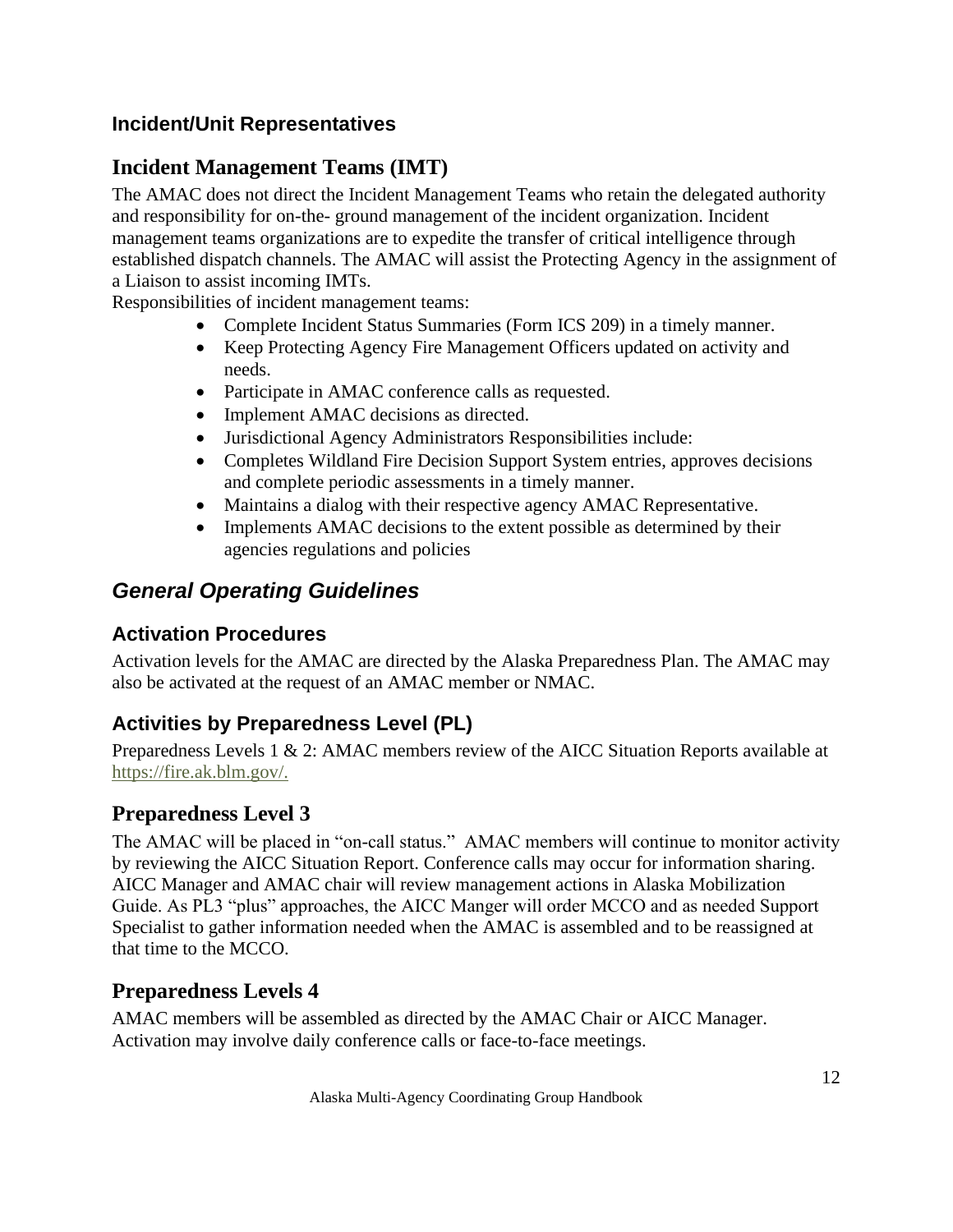### Incident/Unit Representatives

## Incident Management Teams (IMT)

The AMAC does not direct the Incident Management Teams who retain the delegated authority and responsibility for on-the- ground management of the incident organization. Incident management teams organizations are to expedite the transfer of critical intelligence through established dispatch channels. The AMAC will assist the Protecting Agency in the assignment of a Liaison to assist incoming IMTs.

Responsibilities of incident management teams:

- Complete Incident Status Summaries (Form ICS 209) in a timely manner.
- Keep Protecting Agency Fire Management Officers updated on activity and needs.
- Participate in AMAC conference calls as requested.
- Implement AMAC decisions as directed.
- Jurisdictional Agency Administrators Responsibilities include:
- Completes Wildland Fire Decision Support System entries, approves decisions and complete periodic assessments in a timely manner.
- Maintains a dialog with their respective agency AMAC Representative.
- Implements AMAC decisions to the extent possible as determined by their agencies regulations and policies

## *General Operating Guidelines*

### Activation Procedures

Activation levels for the AMAC are directed by the Alaska Preparedness Plan. The AMAC may also be activated at the request of an AMAC member or NMAC.

### Activities by Preparedness Level (PL)

Preparedness Levels 1 & 2: AMAC members review of the AICC Situation Reports available at https://fire.ak.blm.gov/.

## Preparedness Level 3

The AMAC will be placed in "on-call status." AMAC members will continue to monitor activity by reviewing the AICC Situation Report. Conference calls may occur for information sharing. AICC Manager and AMAC chair will review management actions in Alaska Mobilization Guide. As PL3 "plus" approaches, the AICC Manger will order MCCO and as needed Support Specialist to gather information needed when the AMAC is assembled and to be reassigned at that time to the MCCO.

## Preparedness Levels 4

AMAC members will be assembled as directed by the AMAC Chair or AICC Manager. Activation may involve daily conference calls or face-to-face meetings.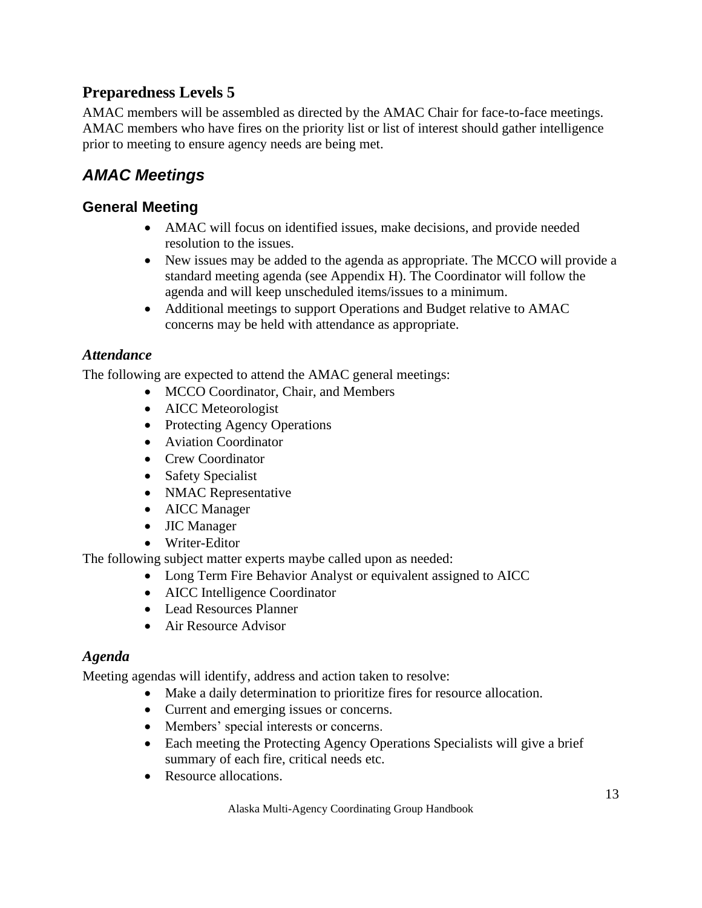## Preparedness Levels 5

AMAC members will be assembled as directed by the AMAC Chair for face-to-face meetings. AMAC members who have fires on the priority list or list of interest should gather intelligence prior to meeting to ensure agency needs are being met.

## *AMAC Meetings*

### General Meeting

- AMAC will focus on identified issues, make decisions, and provide needed resolution to the issues.
- New issues may be added to the agenda as appropriate. The MCCO will provide a standard meeting agenda (see Appendix H). The Coordinator will follow the agenda and will keep unscheduled items/issues to a minimum.
- Additional meetings to support Operations and Budget relative to AMAC concerns may be held with attendance as appropriate.

#### *Attendance*

The following are expected to attend the AMAC general meetings:

- MCCO Coordinator, Chair, and Members
- AICC Meteorologist
- Protecting Agency Operations
- Aviation Coordinator
- Crew Coordinator
- Safety Specialist
- NMAC Representative
- AICC Manager
- JIC Manager
- Writer-Editor

The following subject matter experts maybe called upon as needed:

- Long Term Fire Behavior Analyst or equivalent assigned to AICC
- AICC Intelligence Coordinator
- Lead Resources Planner
- Air Resource Advisor

#### *Agenda*

Meeting agendas will identify, address and action taken to resolve:

- Make a daily determination to prioritize fires for resource allocation.
- Current and emerging issues or concerns.
- Members' special interests or concerns.
- Each meeting the Protecting Agency Operations Specialists will give a brief summary of each fire, critical needs etc.
- Resource allocations.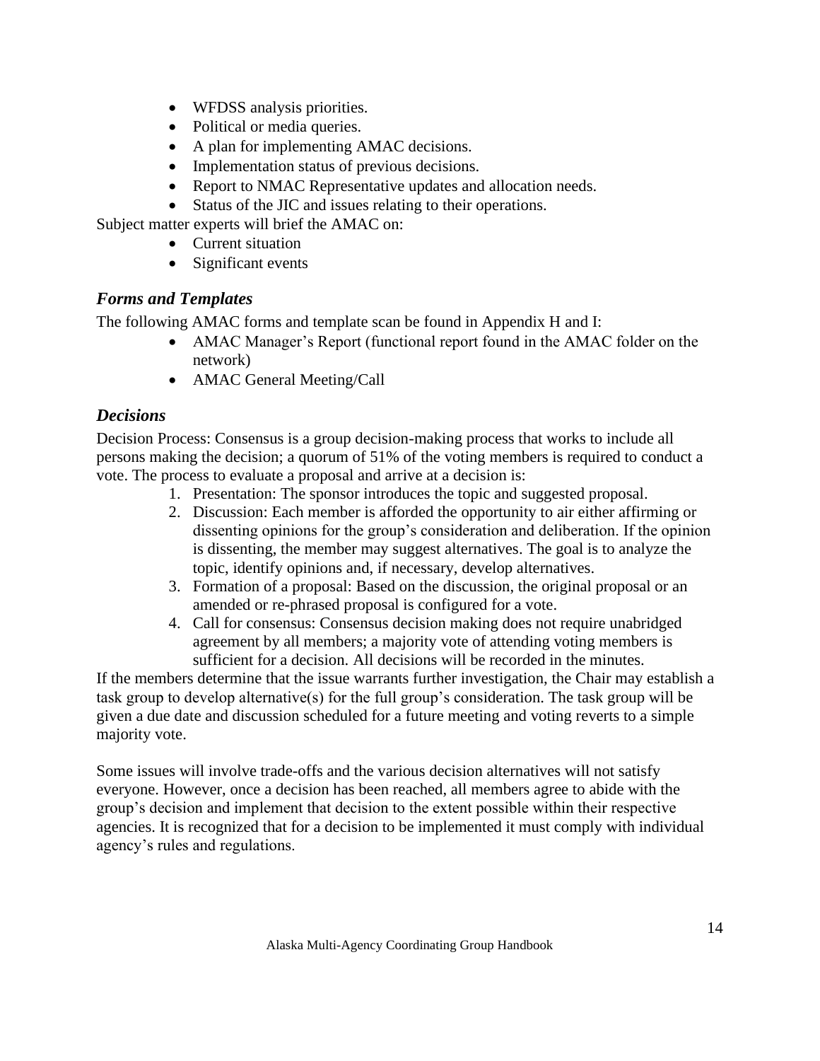- WFDSS analysis priorities.
- Political or media queries.
- A plan for implementing AMAC decisions.
- Implementation status of previous decisions.
- Report to NMAC Representative updates and allocation needs.
- Status of the JIC and issues relating to their operations.

Subject matter experts will brief the AMAC on:

- Current situation
- Significant events

### *Forms and Templates*

The following AMAC forms and template scan be found in Appendix H and I:

- AMAC Manager's Report (functional report found in the AMAC folder on the network)
- AMAC General Meeting/Call

### *Decisions*

Decision Process: Consensus is a group decision-making process that works to include all persons making the decision; a quorum of 51% of the voting members is required to conduct a vote. The process to evaluate a proposal and arrive at a decision is:

1. Presentation: The sponsor introduces the topic and suggested proposal.
2. Discussion: Each member is afforded the opportunity to air either affirming or dissenting opinions for the group's consideration and deliberation. If the opinion is dissenting, the member may suggest alternatives. The goal is to analyze the topic, identify opinions and, if necessary, develop alternatives.
3. Formation of a proposal: Based on the discussion, the original proposal or an amended or re-phrased proposal is configured for a vote.
4. Call for consensus: Consensus decision making does not require unabridged agreement by all members; a majority vote of attending voting members is sufficient for a decision. All decisions will be recorded in the minutes.

If the members determine that the issue warrants further investigation, the Chair may establish a task group to develop alternative(s) for the full group's consideration. The task group will be given a due date and discussion scheduled for a future meeting and voting reverts to a simple majority vote.

Some issues will involve trade-offs and the various decision alternatives will not satisfy everyone. However, once a decision has been reached, all members agree to abide with the group's decision and implement that decision to the extent possible within their respective agencies. It is recognized that for a decision to be implemented it must comply with individual agency's rules and regulations.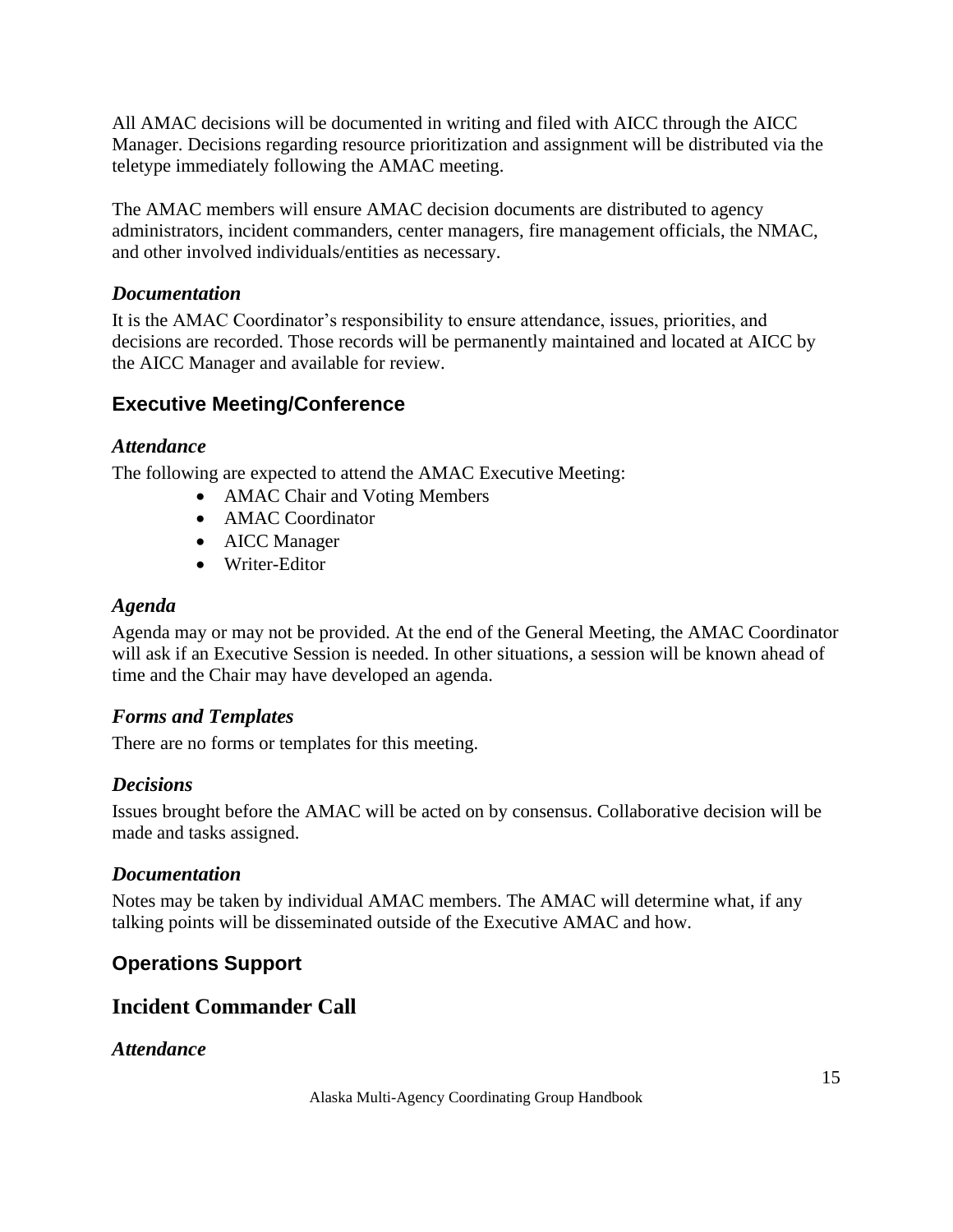All AMAC decisions will be documented in writing and filed with AICC through the AICC Manager. Decisions regarding resource prioritization and assignment will be distributed via the teletype immediately following the AMAC meeting.

The AMAC members will ensure AMAC decision documents are distributed to agency administrators, incident commanders, center managers, fire management officials, the NMAC, and other involved individuals/entities as necessary.

### *Documentation*

It is the AMAC Coordinator's responsibility to ensure attendance, issues, priorities, and decisions are recorded. Those records will be permanently maintained and located at AICC by the AICC Manager and available for review.

## Executive Meeting/Conference

### *Attendance*

The following are expected to attend the AMAC Executive Meeting:

- AMAC Chair and Voting Members
- AMAC Coordinator
- AICC Manager
- Writer-Editor

### *Agenda*

Agenda may or may not be provided. At the end of the General Meeting, the AMAC Coordinator will ask if an Executive Session is needed. In other situations, a session will be known ahead of time and the Chair may have developed an agenda.

### *Forms and Templates*

There are no forms or templates for this meeting.

### *Decisions*

Issues brought before the AMAC will be acted on by consensus. Collaborative decision will be made and tasks assigned.

### *Documentation*

Notes may be taken by individual AMAC members. The AMAC will determine what, if any talking points will be disseminated outside of the Executive AMAC and how.

## Operations Support

## Incident Commander Call

### *Attendance*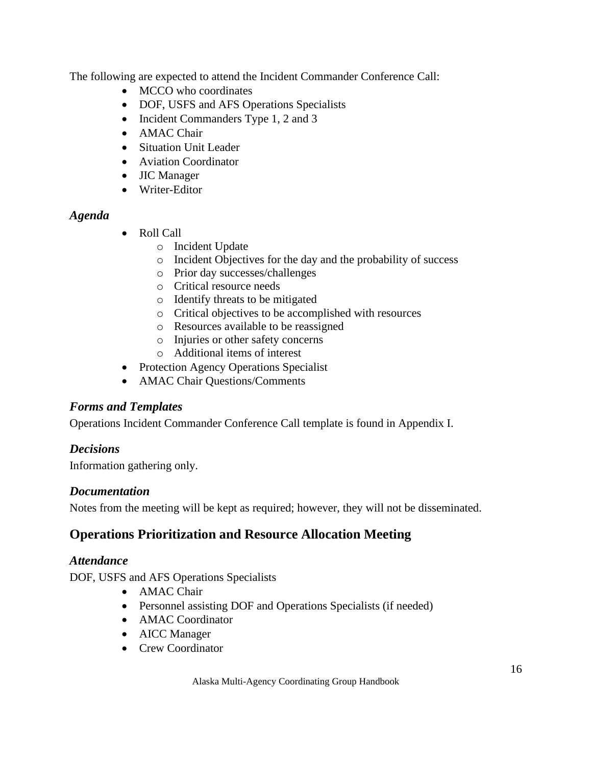The following are expected to attend the Incident Commander Conference Call:

- MCCO who coordinates
- DOF, USFS and AFS Operations Specialists
- Incident Commanders Type 1, 2 and 3
- AMAC Chair
- Situation Unit Leader
- Aviation Coordinator
- JIC Manager
- Writer-Editor

### *Agenda*

- Roll Call
  - Incident Update
  - Incident Objectives for the day and the probability of success
  - Prior day successes/challenges
  - Critical resource needs
  - Identify threats to be mitigated
  - Critical objectives to be accomplished with resources
  - Resources available to be reassigned
  - Injuries or other safety concerns
  - Additional items of interest
- Protection Agency Operations Specialist
- AMAC Chair Questions/Comments

### *Forms and Templates*

Operations Incident Commander Conference Call template is found in Appendix I.

### *Decisions*

Information gathering only.

### *Documentation*

Notes from the meeting will be kept as required; however, they will not be disseminated.

## Operations Prioritization and Resource Allocation Meeting

### *Attendance*

DOF, USFS and AFS Operations Specialists

- AMAC Chair
- Personnel assisting DOF and Operations Specialists (if needed)
- AMAC Coordinator
- AICC Manager
- Crew Coordinator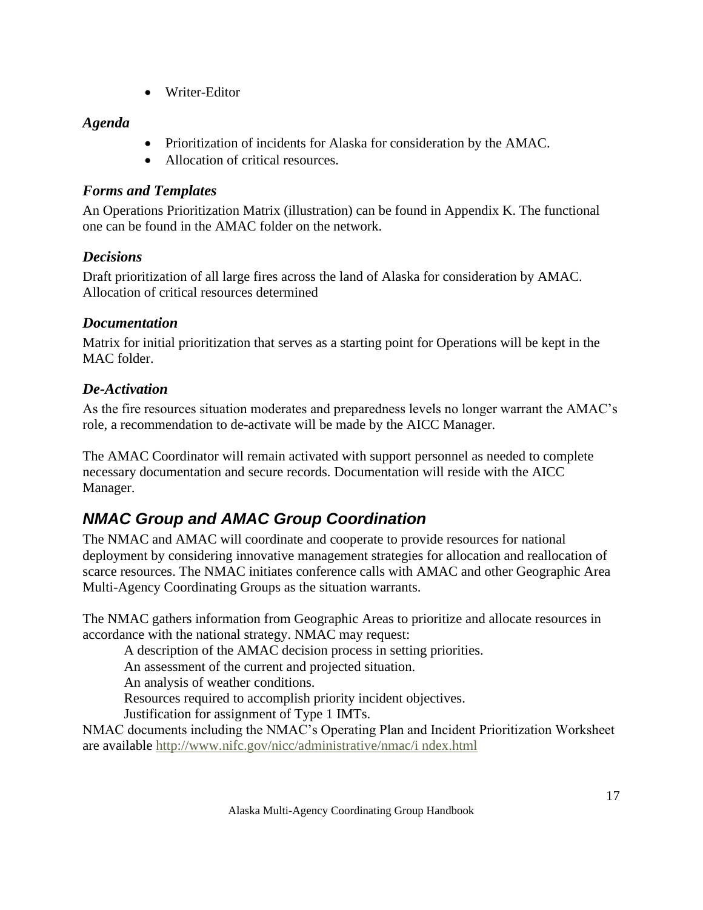- Writer-Editor

### *Agenda*

- Prioritization of incidents for Alaska for consideration by the AMAC.
- Allocation of critical resources.

### *Forms and Templates*

An Operations Prioritization Matrix (illustration) can be found in Appendix K. The functional one can be found in the AMAC folder on the network.

### *Decisions*

Draft prioritization of all large fires across the land of Alaska for consideration by AMAC. Allocation of critical resources determined

### *Documentation*

Matrix for initial prioritization that serves as a starting point for Operations will be kept in the MAC folder.

### *De-Activation*

As the fire resources situation moderates and preparedness levels no longer warrant the AMAC's role, a recommendation to de-activate will be made by the AICC Manager.

The AMAC Coordinator will remain activated with support personnel as needed to complete necessary documentation and secure records. Documentation will reside with the AICC Manager.

## *NMAC Group and AMAC Group Coordination*

The NMAC and AMAC will coordinate and cooperate to provide resources for national deployment by considering innovative management strategies for allocation and reallocation of scarce resources. The NMAC initiates conference calls with AMAC and other Geographic Area Multi-Agency Coordinating Groups as the situation warrants.

The NMAC gathers information from Geographic Areas to prioritize and allocate resources in accordance with the national strategy. NMAC may request:

A description of the AMAC decision process in setting priorities.
An assessment of the current and projected situation.
An analysis of weather conditions.
Resources required to accomplish priority incident objectives.
Justification for assignment of Type 1 IMTs.

NMAC documents including the NMAC's Operating Plan and Incident Prioritization Worksheet are available http://www.nifc.gov/nicc/administrative/nmac/i ndex.html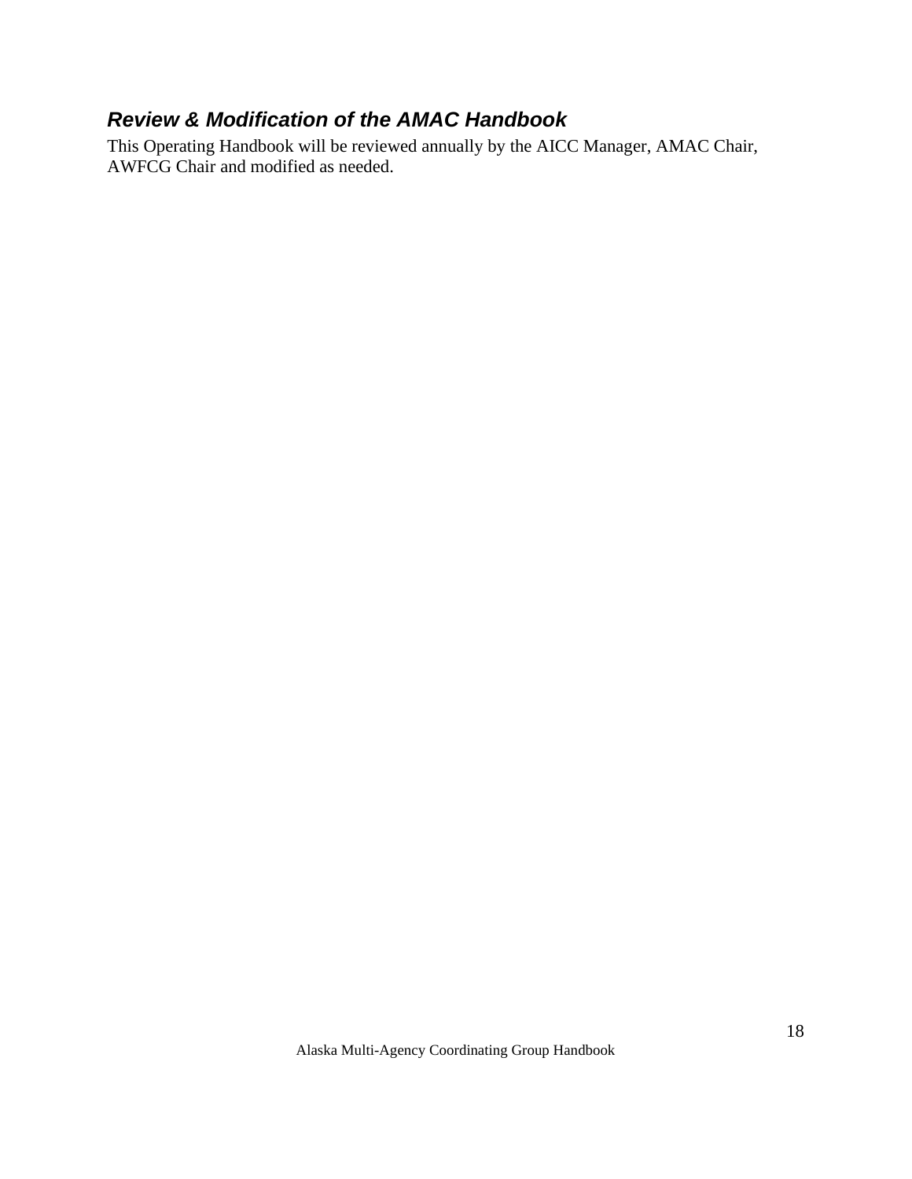### *Review & Modification of the AMAC Handbook*

This Operating Handbook will be reviewed annually by the AICC Manager, AMAC Chair, AWFCG Chair and modified as needed.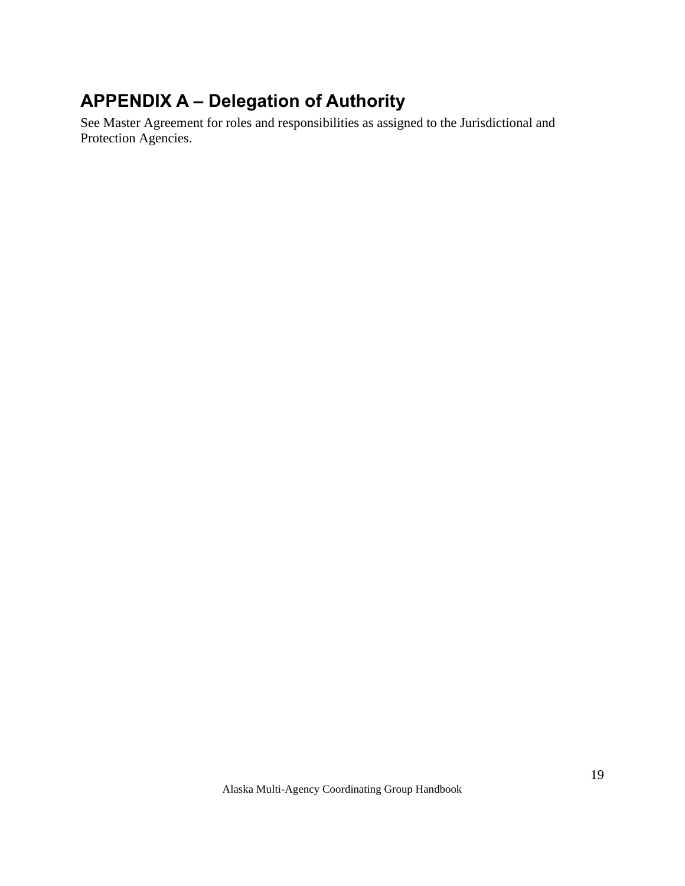## APPENDIX A – Delegation of Authority

See Master Agreement for roles and responsibilities as assigned to the Jurisdictional and Protection Agencies.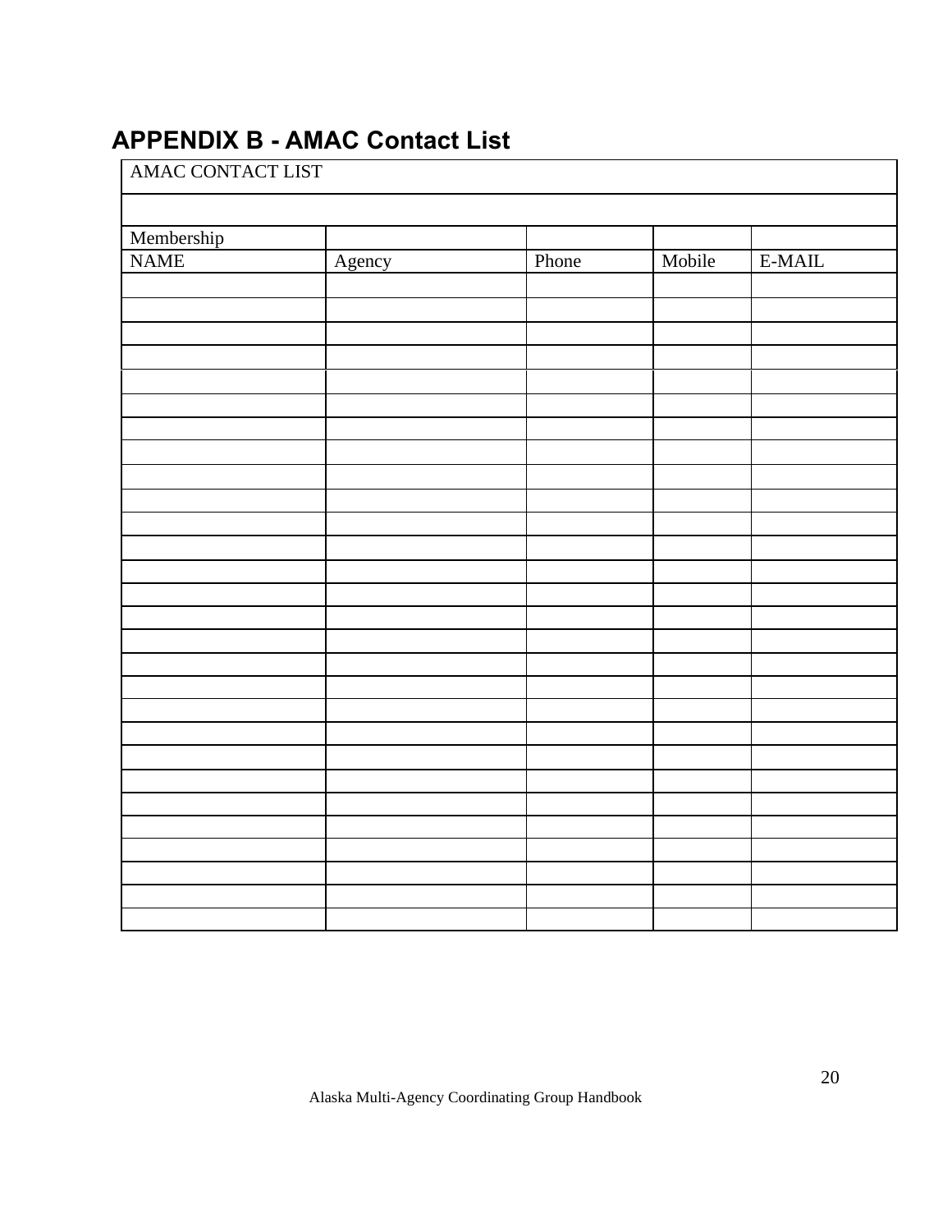## APPENDIX B - AMAC Contact List

| AMAC CONTACT LIST | | | | |
|---|---|---|---|---|
| | | | | |
| Membership | | | | |
| NAME | Agency | Phone | Mobile | E-MAIL |
| | | | | |
| | | | | |
| | | | | |
| | | | | |
| | | | | |
| | | | | |
| | | | | |
| | | | | |
| | | | | |
| | | | | |
| | | | | |
| | | | | |
| | | | | |
| | | | | |
| | | | | |
| | | | | |
| | | | | |
| | | | | |
| | | | | |
| | | | | |
| | | | | |
| | | | | |
| | | | | |
| | | | | |
| | | | | |
| | | | | |
| | | | | |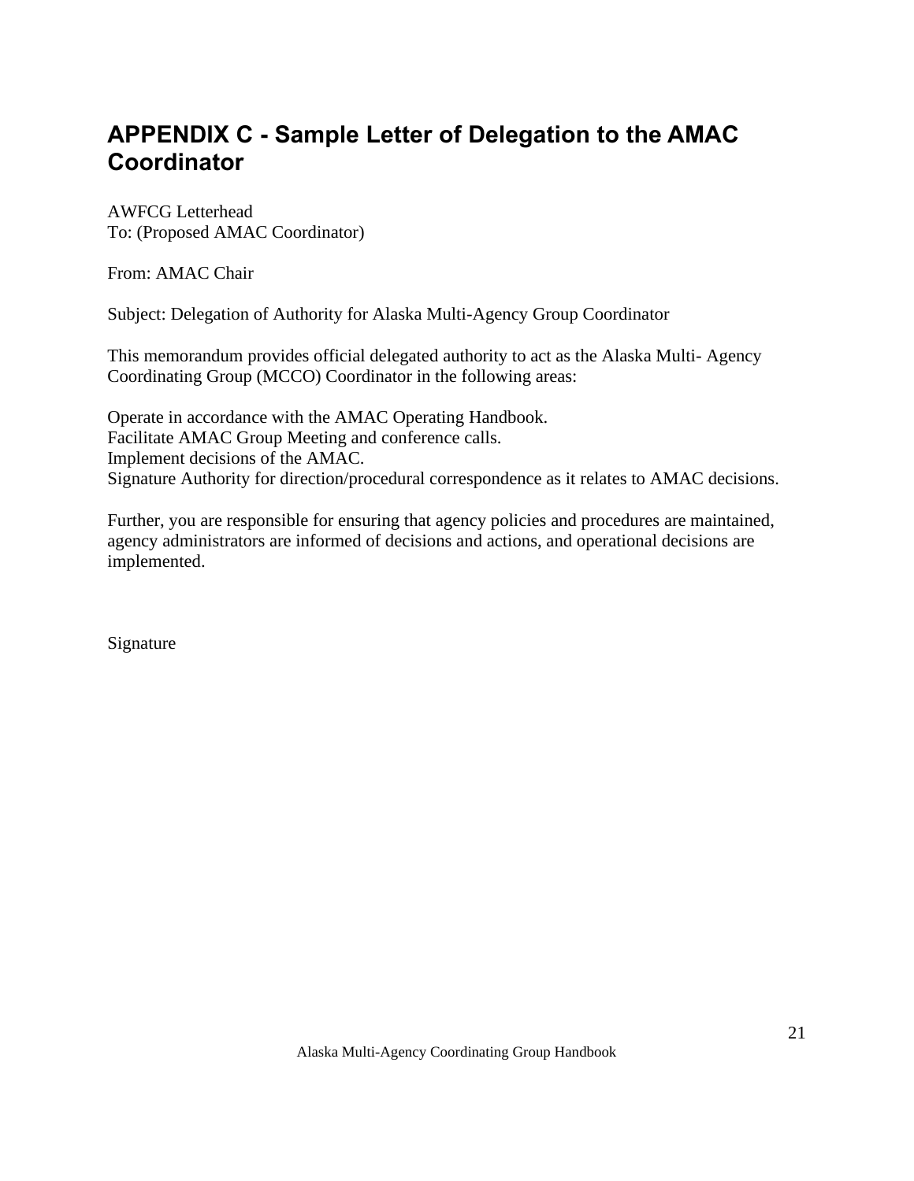## APPENDIX C - Sample Letter of Delegation to the AMAC Coordinator

AWFCG Letterhead
To: (Proposed AMAC Coordinator)

From: AMAC Chair

Subject: Delegation of Authority for Alaska Multi-Agency Group Coordinator

This memorandum provides official delegated authority to act as the Alaska Multi- Agency Coordinating Group (MCCO) Coordinator in the following areas:

Operate in accordance with the AMAC Operating Handbook.
Facilitate AMAC Group Meeting and conference calls.
Implement decisions of the AMAC.
Signature Authority for direction/procedural correspondence as it relates to AMAC decisions.

Further, you are responsible for ensuring that agency policies and procedures are maintained, agency administrators are informed of decisions and actions, and operational decisions are implemented.

Signature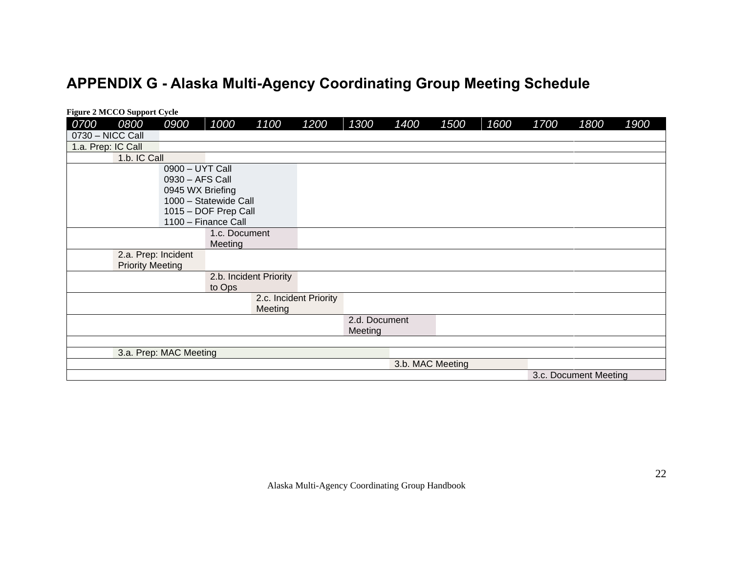# APPENDIX G - Alaska Multi-Agency Coordinating Group Meeting Schedule

**Figure 2 MCCO Support Cycle**

| 0700 | 0800 | 0900 | 1000 | 1100 | 1200 | 1300 | 1400 | 1500 | 1600 | 1700 | 1800 | 1900 |
|---|---|---|---|---|---|---|---|---|---|---|---|---|
| 0730 – NICC Call | | | | | | | | | | | | |
| 1.a. Prep: IC Call | | | | | | | | | | | | |
| | 1.b. IC Call | | | | | | | | | | | |
| | | 0900 – UYT Call<br>0930 – AFS Call<br>0945 WX Briefing<br>1000 – Statewide Call<br>1015 – DOF Prep Call<br>1100 – Finance Call | | | | | | | | | | |
| | | | 1.c. Document Meeting | | | | | | | | | |
| | 2.a. Prep: Incident Priority Meeting | | | | | | | | | | | |
| | | | 2.b. Incident Priority to Ops | | | | | | | | | |
| | | | | 2.c. Incident Priority Meeting | | | | | | | | |
| | | | | | | 2.d. Document Meeting | | | | | | |
| | | | | | | | | | | | | |
| | 3.a. Prep: MAC Meeting | | | | | | | | | | | |
| | | | | | | | 3.b. MAC Meeting | | | | | |
| | | | | | | | | | | 3.c. Document Meeting | | |

Alaska Multi-Agency Coordinating Group Handbook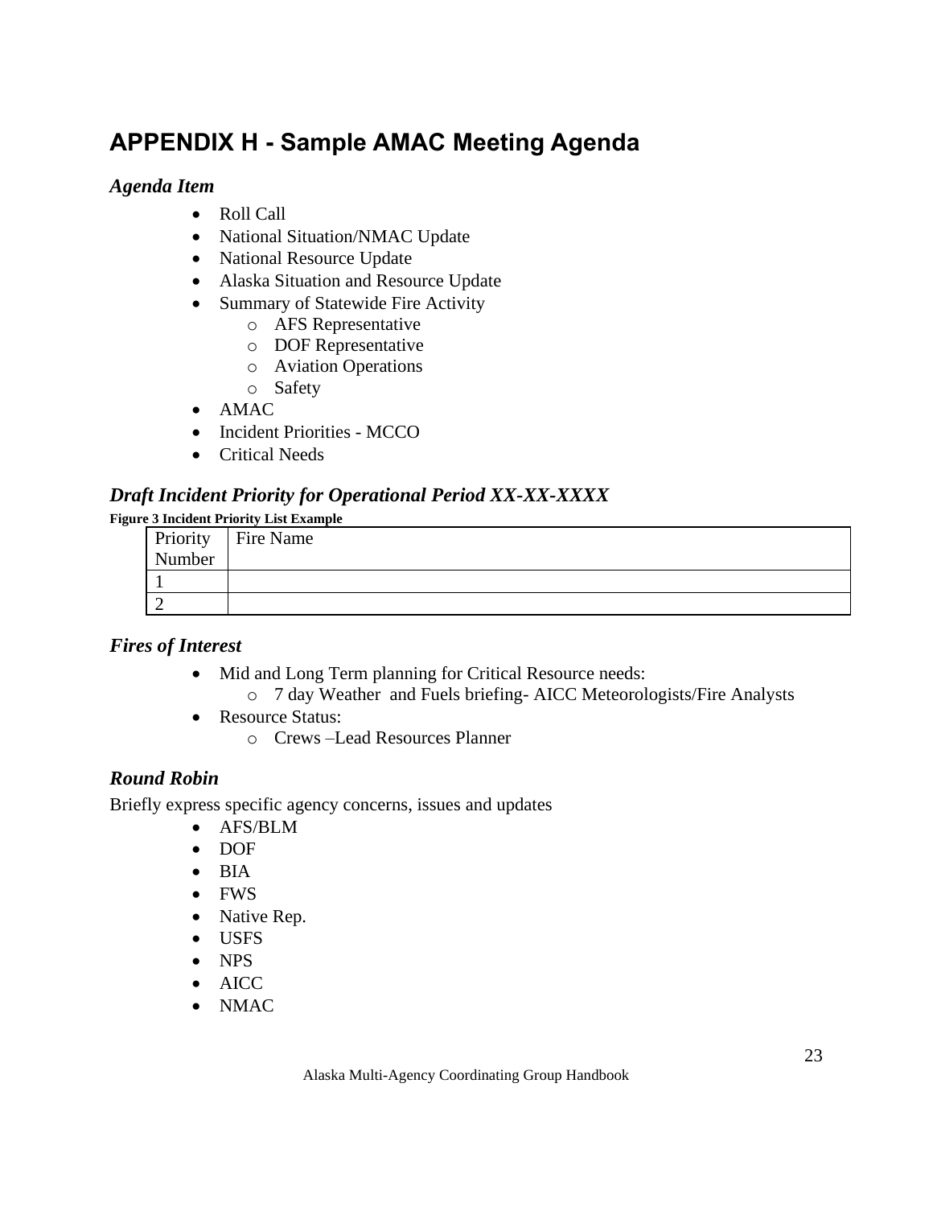# APPENDIX H - Sample AMAC Meeting Agenda

### *Agenda Item*

- Roll Call
- National Situation/NMAC Update
- National Resource Update
- Alaska Situation and Resource Update
- Summary of Statewide Fire Activity
  - AFS Representative
  - DOF Representative
  - Aviation Operations
  - Safety
- AMAC
- Incident Priorities - MCCO
- Critical Needs

## *Draft Incident Priority for Operational Period XX-XX-XXXX*

**Figure 3 Incident Priority List Example**

| Priority Number | Fire Name |
|---|---|
| 1 | |
| 2 | |

## *Fires of Interest*

- Mid and Long Term planning for Critical Resource needs:
  - 7 day Weather and Fuels briefing- AICC Meteorologists/Fire Analysts
- Resource Status:
  - Crews –Lead Resources Planner

## *Round Robin*

Briefly express specific agency concerns, issues and updates

- AFS/BLM
- DOF
- BIA
- FWS
- Native Rep.
- USFS
- NPS
- AICC
- NMAC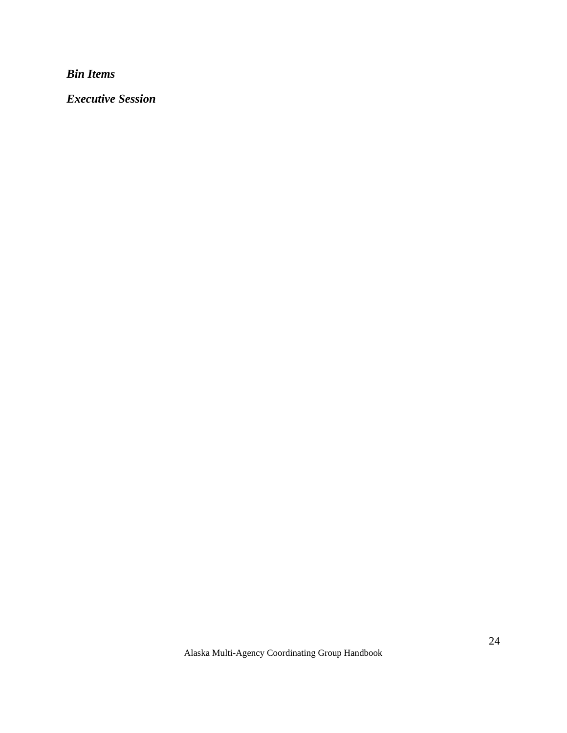***Bin Items***

***Executive Session***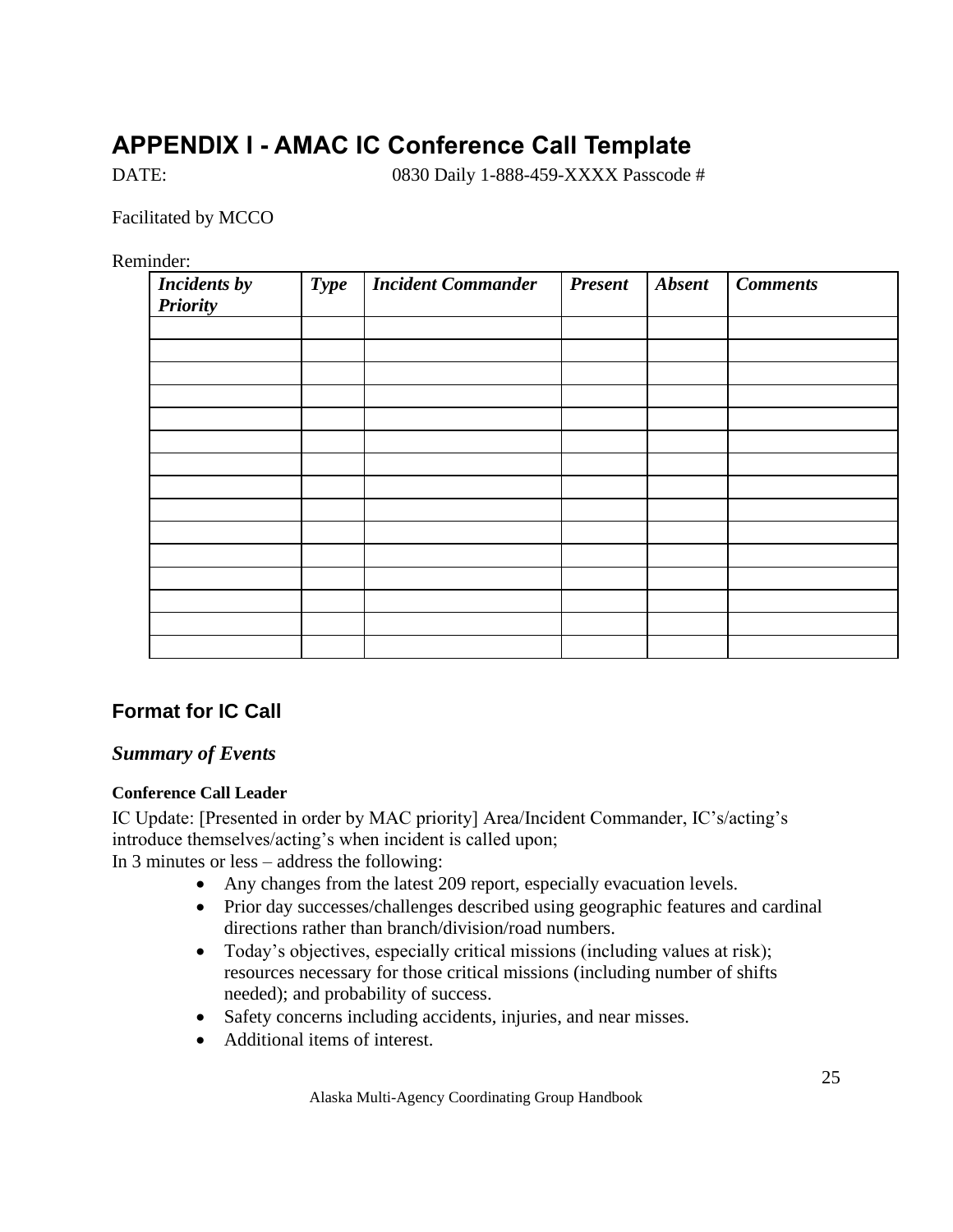# APPENDIX I - AMAC IC Conference Call Template

DATE: 0830 Daily 1-888-459-XXXX Passcode #

Facilitated by MCCO

Reminder:

| *Incidents by Priority* | *Type* | *Incident Commander* | *Present* | *Absent* | *Comments* |
|---|---|---|---|---|---|
| | | | | | |
| | | | | | |
| | | | | | |
| | | | | | |
| | | | | | |
| | | | | | |
| | | | | | |
| | | | | | |
| | | | | | |
| | | | | | |
| | | | | | |
| | | | | | |
| | | | | | |
| | | | | | |
| | | | | | |

## Format for IC Call

### *Summary of Events*

**Conference Call Leader**

IC Update: [Presented in order by MAC priority] Area/Incident Commander, IC's/acting's introduce themselves/acting's when incident is called upon;
In 3 minutes or less – address the following:

- Any changes from the latest 209 report, especially evacuation levels.
- Prior day successes/challenges described using geographic features and cardinal directions rather than branch/division/road numbers.
- Today's objectives, especially critical missions (including values at risk); resources necessary for those critical missions (including number of shifts needed); and probability of success.
- Safety concerns including accidents, injuries, and near misses.
- Additional items of interest.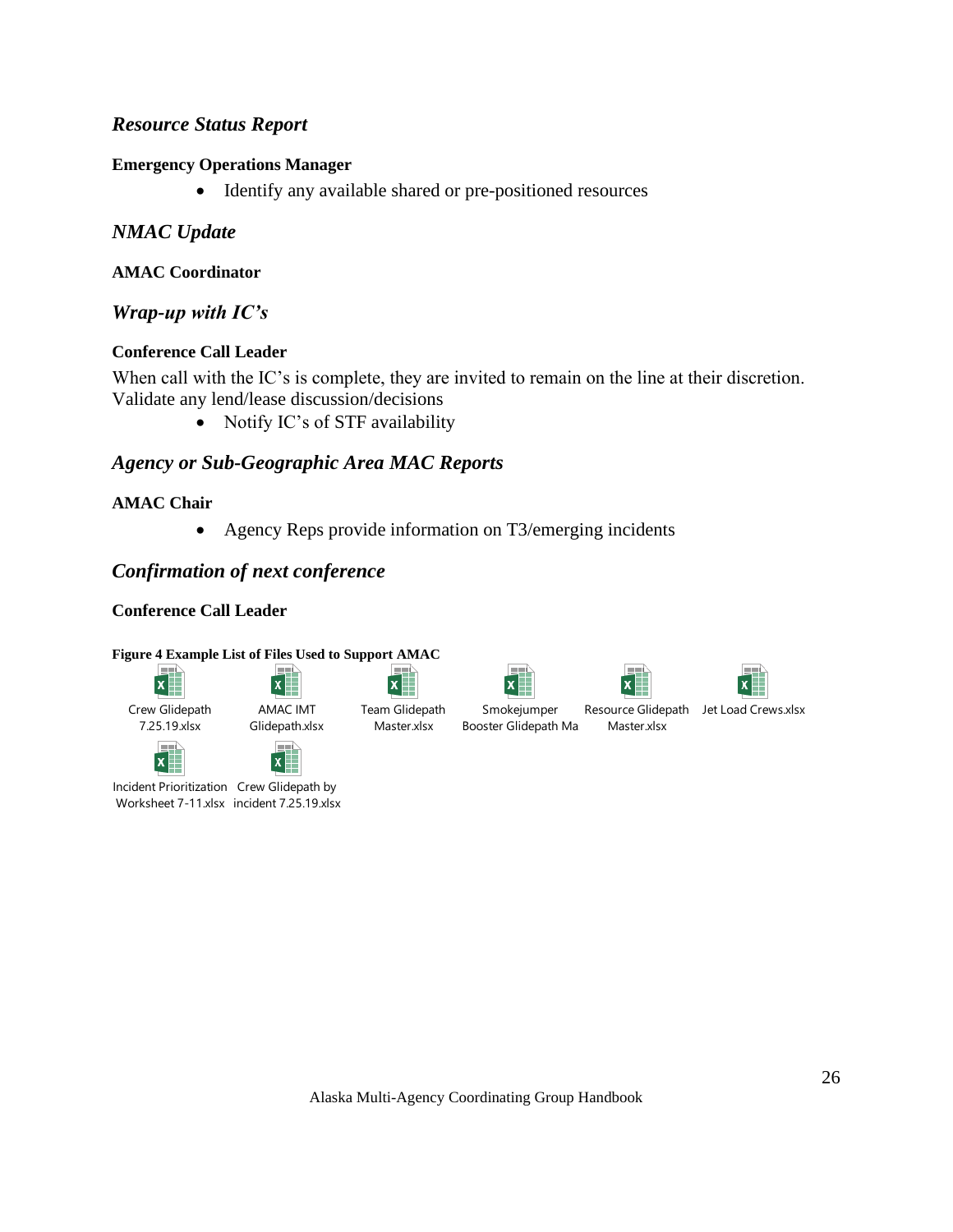### *Resource Status Report*

**Emergency Operations Manager**

- Identify any available shared or pre-positioned resources

### *NMAC Update*

**AMAC Coordinator**

### *Wrap-up with IC's*

**Conference Call Leader**

When call with the IC's is complete, they are invited to remain on the line at their discretion. Validate any lend/lease discussion/decisions

- Notify IC's of STF availability

### *Agency or Sub-Geographic Area MAC Reports*

**AMAC Chair**

- Agency Reps provide information on T3/emerging incidents

### *Confirmation of next conference*

**Conference Call Leader**

**Figure 4 Example List of Files Used to Support AMAC**

Crew Glidepath 7.25.19.xlsx
AMAC IMT Glidepath.xlsx
Team Glidepath Master.xlsx
Smokejumper Booster Glidepath Ma
Resource Glidepath Master.xlsx
Jet Load Crews.xlsx
Incident Prioritization Worksheet 7-11.xlsx
Crew Glidepath by incident 7.25.19.xlsx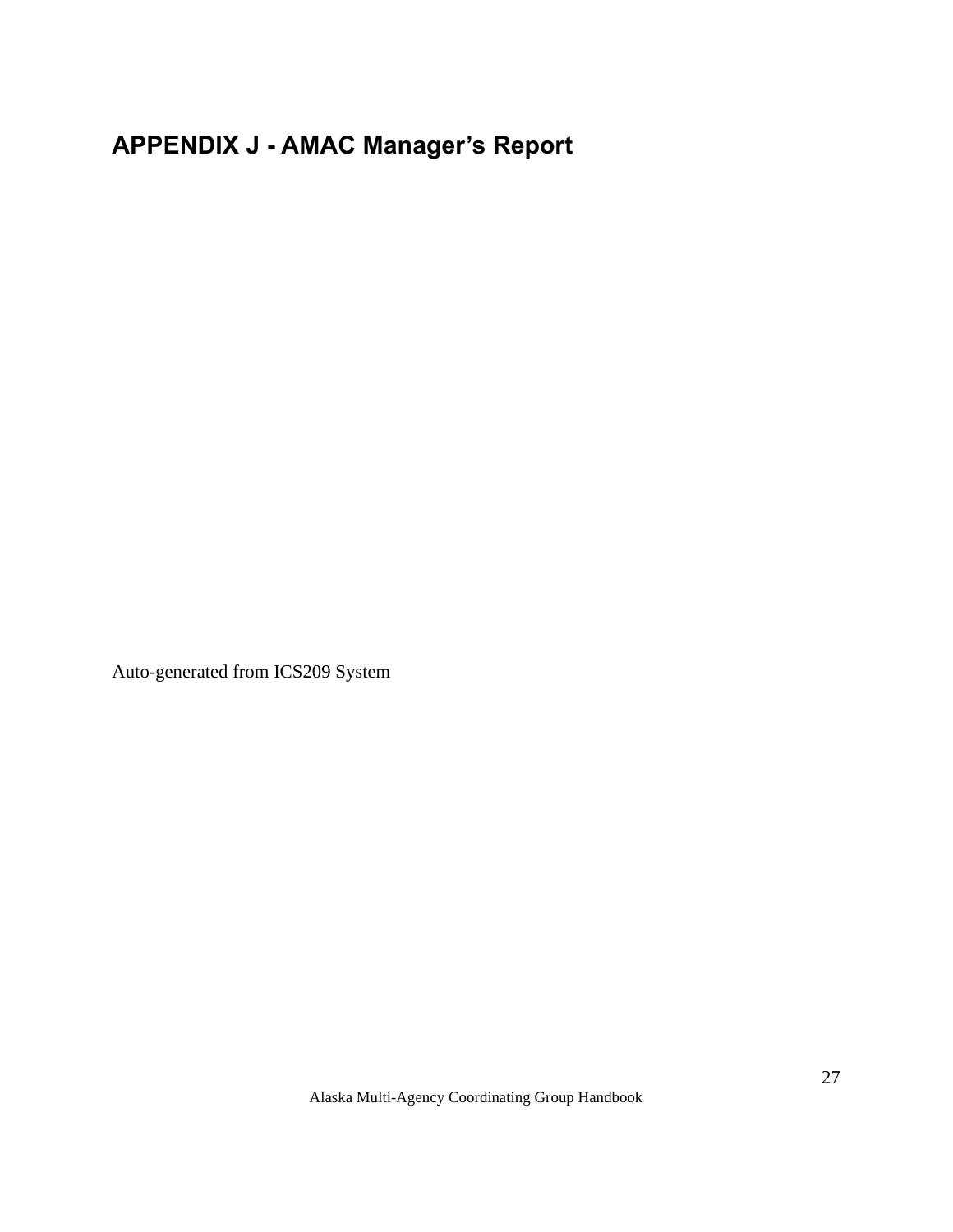## APPENDIX J - AMAC Manager's Report

Auto-generated from ICS209 System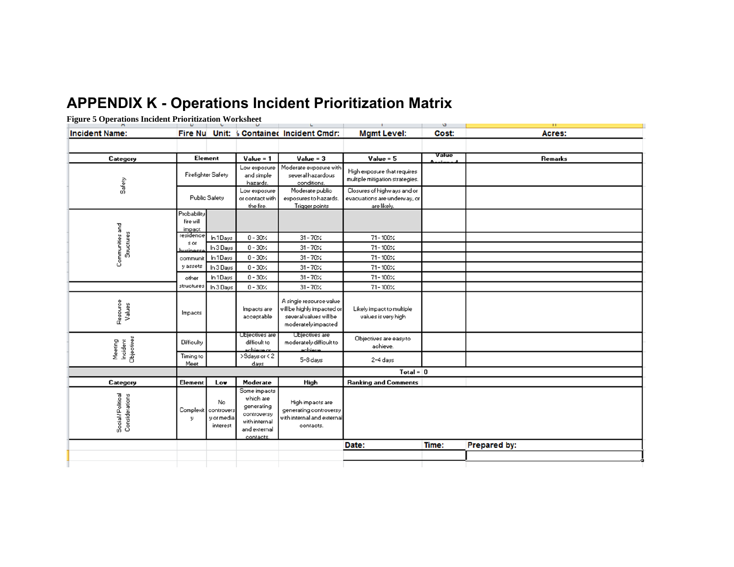# APPENDIX K - Operations Incident Prioritization Matrix

**Figure 5 Operations Incident Prioritization Worksheet**

| Incident Name: | Fire Nu | Unit: | % Containe | Incident Cmdr: | Mgmt Level: | Cost: | Acres: |
|---|---|---|---|---|---|---|---|
| | | | | | | | |

| Category | Element | | Value = 1 | Value = 3 | Value = 5 | Value Assigned | Remarks |
|---|---|---|---|---|---|---|---|
| Safety | Firefighter Safety | | Low exposure and simple hazards. | Moderate exposure with several hazardous conditions. | High exposure that requires multiple mitigation strategies. | | |
| | Public Safety | | Low exposure or contact with the fire. | Moderate public exposures to hazards. Trigger points | Closures of highways and or evacuations are underway, or are likely. | | |
| Communities and Structures | Probability fire will impact | | | | | | |
| | residences or businesses | In 1 Days | 0 - 30% | 31 - 70% | 71 - 100% | | |
| | | In 3 Days | 0 - 30% | 31 - 70% | 71 - 100% | | |
| | community assets | In 1 Days | 0 - 30% | 31 - 70% | 71 - 100% | | |
| | | In 3 Days | 0 - 30% | 31 - 70% | 71 - 100% | | |
| | other structures | In 1 Days | 0 - 30% | 31 - 70% | 71 - 100% | | |
| | | In 3 Days | 0 - 30% | 31 - 70% | 71 - 100% | | |
| Resource Values | Impacts | | Impacts are acceptable | A single resource value will be highly impacted or several values will be moderately impacted | Likely impact to multiple values is very high | | |
| Meeting Incident Objectives | Difficulty | | Objectives are difficult to achieve or | Objectives are moderately difficult to achieve | Objectives are easy to achieve. | | |
| | Timing to Meet | | >8days or < 2 days | 5-8 days | 2-4 days | | |
| | | | | | Total = | 0 | |

| Category | Element | Low | Moderate | High | Ranking and Comments |
|---|---|---|---|---|---|
| Social / Political Considerations | Complexity | No controversy or media interest | Some impacts which are generating controversy with internal and external contacts. | High impacts are generating controversy with internal and external contacts. | |

| Date: | Time: | Prepared by: |
|---|---|---|
| | | |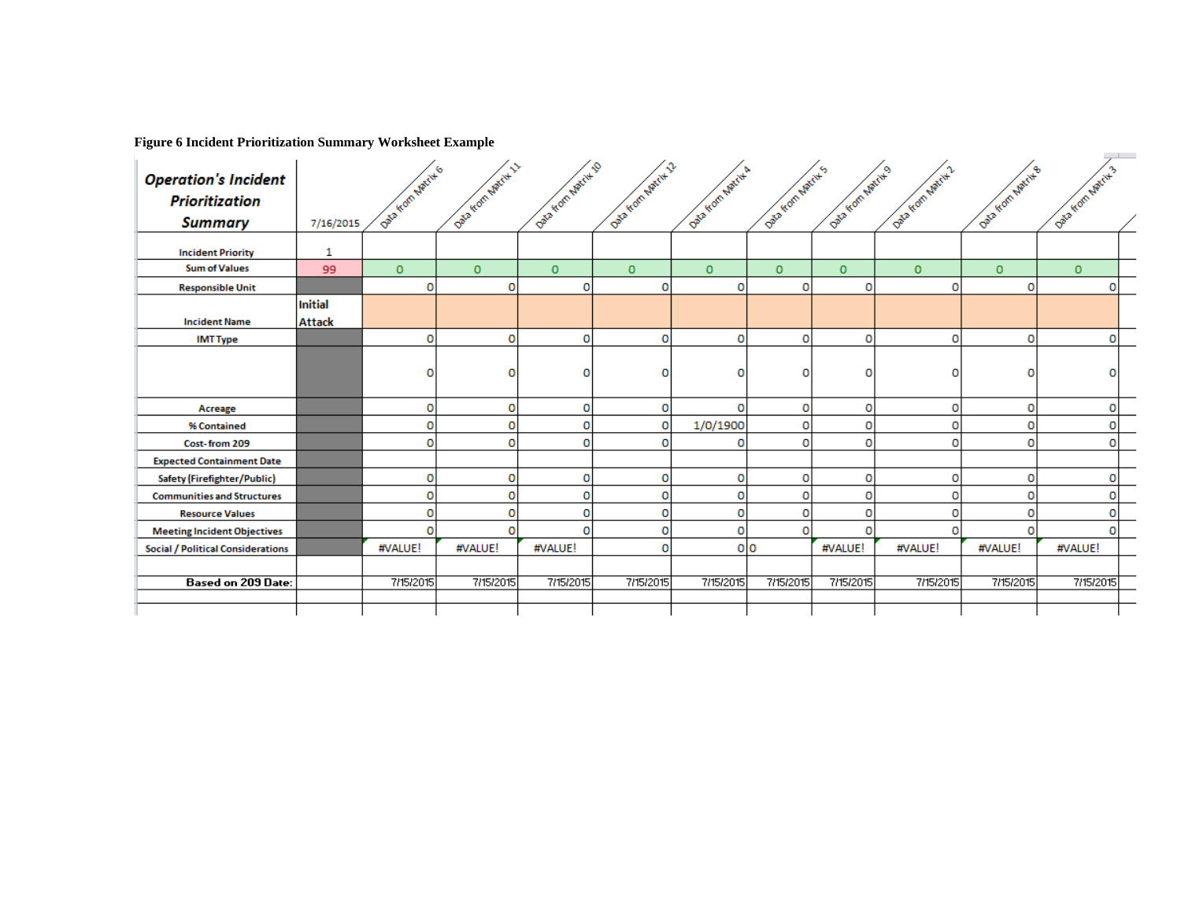**Figure 6 Incident Prioritization Summary Worksheet Example**

| *Operation's Incident Prioritization Summary* | 7/16/2015 | Data from Matrix 6 | Data from Matrix 11 | Data from Matrix 10 | Data from Matrix 12 | Data from Matrix 4 | Data from Matrix 5 | Data from Matrix 9 | Data from Matrix 2 | Data from Matrix 8 | Data from Matrix 3 |
|---|---|---|---|---|---|---|---|---|---|---|---|
| Incident Priority | 1 | | | | | | | | | | |
| Sum of Values | 99 | 0 | 0 | 0 | 0 | 0 | 0 | 0 | 0 | 0 | 0 |
| Responsible Unit | | 0 | 0 | 0 | 0 | 0 | 0 | 0 | 0 | 0 | 0 |
| Incident Name | Initial Attack | | | | | | | | | | |
| IMT Type | | 0 | 0 | 0 | 0 | 0 | 0 | 0 | 0 | 0 | 0 |
| | | 0 | 0 | 0 | 0 | 0 | 0 | 0 | 0 | 0 | 0 |
| Acreage | | 0 | 0 | 0 | 0 | 0 | 0 | 0 | 0 | 0 | 0 |
| % Contained | | 0 | 0 | 0 | 0 | 1/0/1900 | 0 | 0 | 0 | 0 | 0 |
| Cost-from 209 | | 0 | 0 | 0 | 0 | 0 | 0 | 0 | 0 | 0 | 0 |
| Expected Containment Date | | | | | | | | | | | |
| Safety (Firefighter/Public) | | 0 | 0 | 0 | 0 | 0 | 0 | 0 | 0 | 0 | 0 |
| Communities and Structures | | 0 | 0 | 0 | 0 | 0 | 0 | 0 | 0 | 0 | 0 |
| Resource Values | | 0 | 0 | 0 | 0 | 0 | 0 | 0 | 0 | 0 | 0 |
| Meeting Incident Objectives | | 0 | 0 | 0 | 0 | 0 | 0 | 0 | 0 | 0 | 0 |
| Social / Political Considerations | | #VALUE! | #VALUE! | #VALUE! | 0 | 0 | 0 | #VALUE! | #VALUE! | #VALUE! | #VALUE! |
| | | | | | | | | | | | |
| **Based on 209 Date:** | | 7/15/2015 | 7/15/2015 | 7/15/2015 | 7/15/2015 | 7/15/2015 | 7/15/2015 | 7/15/2015 | 7/15/2015 | 7/15/2015 | 7/15/2015 |